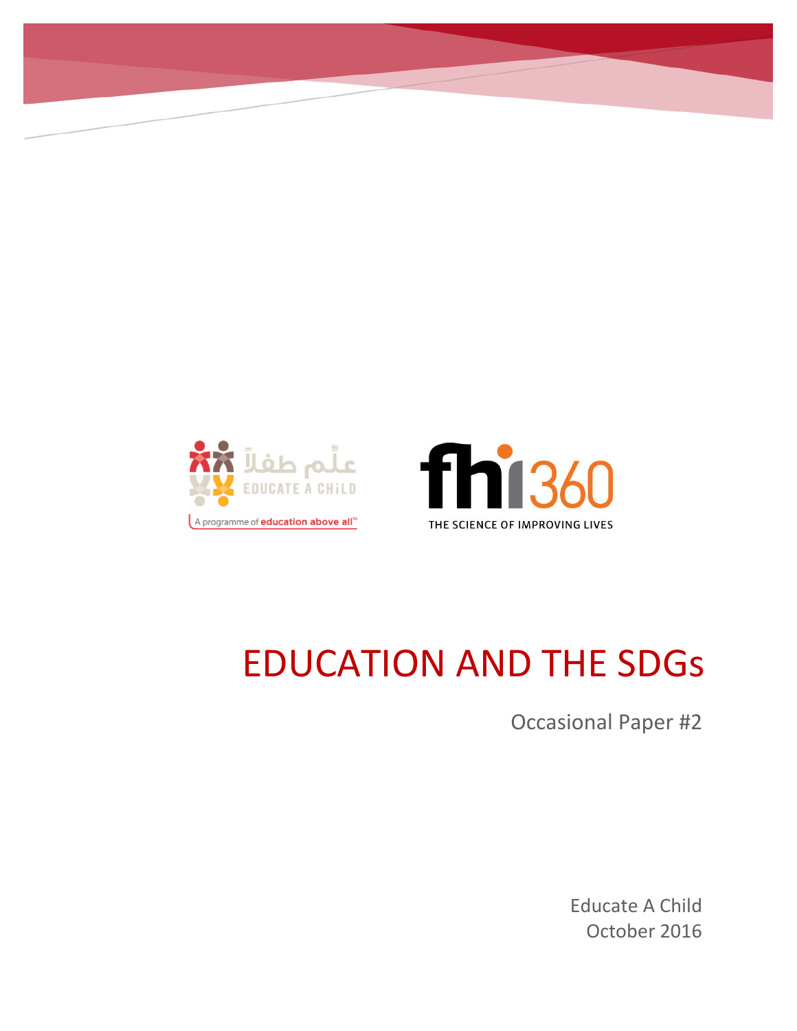# EDUCATION AND THE SDGs

Occasional Paper #2

Educate A Child
October 2016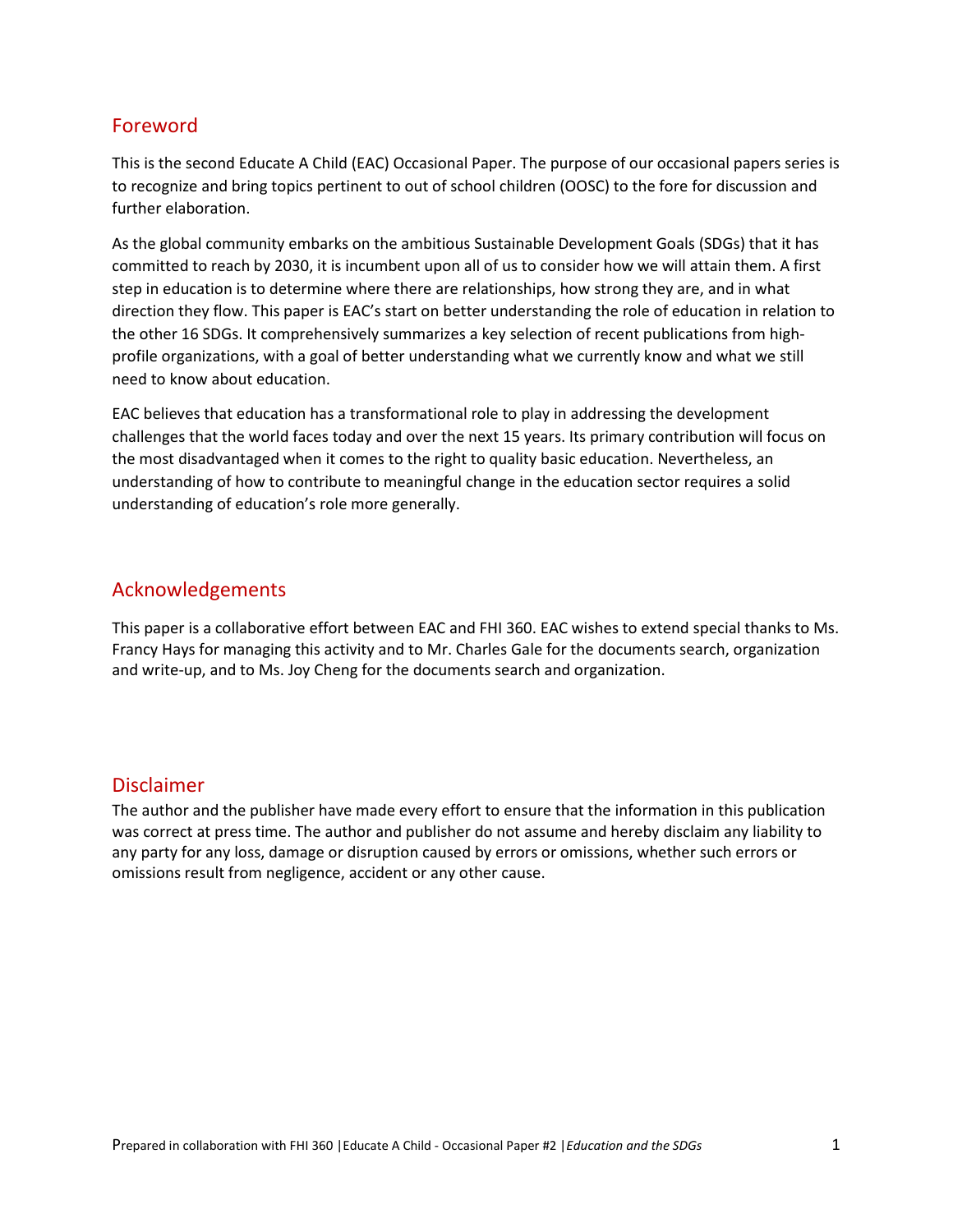## Foreword

This is the second Educate A Child (EAC) Occasional Paper. The purpose of our occasional papers series is to recognize and bring topics pertinent to out of school children (OOSC) to the fore for discussion and further elaboration.

As the global community embarks on the ambitious Sustainable Development Goals (SDGs) that it has committed to reach by 2030, it is incumbent upon all of us to consider how we will attain them. A first step in education is to determine where there are relationships, how strong they are, and in what direction they flow. This paper is EAC's start on better understanding the role of education in relation to the other 16 SDGs. It comprehensively summarizes a key selection of recent publications from high-profile organizations, with a goal of better understanding what we currently know and what we still need to know about education.

EAC believes that education has a transformational role to play in addressing the development challenges that the world faces today and over the next 15 years. Its primary contribution will focus on the most disadvantaged when it comes to the right to quality basic education. Nevertheless, an understanding of how to contribute to meaningful change in the education sector requires a solid understanding of education's role more generally.

## Acknowledgements

This paper is a collaborative effort between EAC and FHI 360. EAC wishes to extend special thanks to Ms. Francy Hays for managing this activity and to Mr. Charles Gale for the documents search, organization and write-up, and to Ms. Joy Cheng for the documents search and organization.

## Disclaimer

The author and the publisher have made every effort to ensure that the information in this publication was correct at press time. The author and publisher do not assume and hereby disclaim any liability to any party for any loss, damage or disruption caused by errors or omissions, whether such errors or omissions result from negligence, accident or any other cause.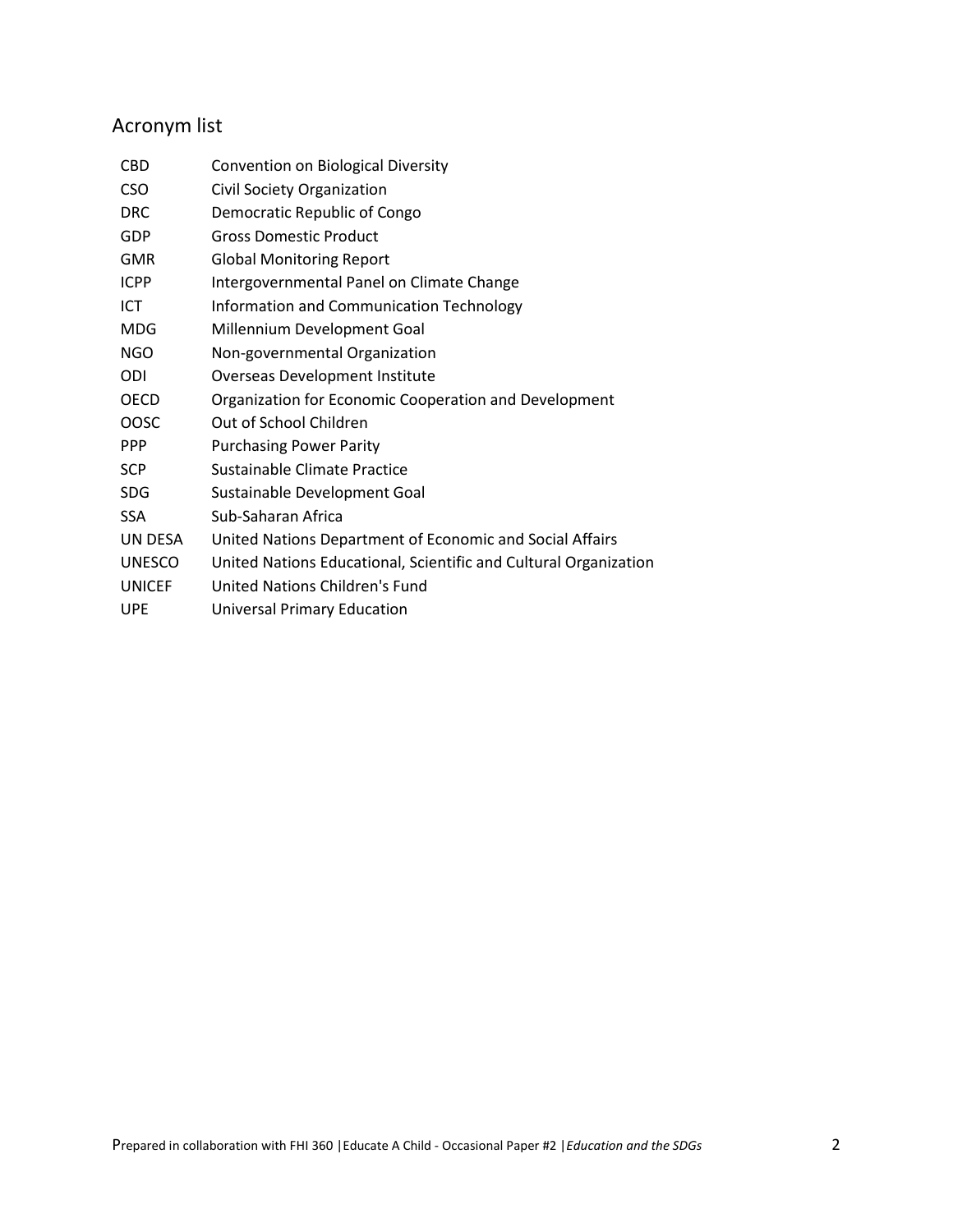## Acronym list

| | |
|---|---|
| CBD | Convention on Biological Diversity |
| CSO | Civil Society Organization |
| DRC | Democratic Republic of Congo |
| GDP | Gross Domestic Product |
| GMR | Global Monitoring Report |
| ICPP | Intergovernmental Panel on Climate Change |
| ICT | Information and Communication Technology |
| MDG | Millennium Development Goal |
| NGO | Non-governmental Organization |
| ODI | Overseas Development Institute |
| OECD | Organization for Economic Cooperation and Development |
| OOSC | Out of School Children |
| PPP | Purchasing Power Parity |
| SCP | Sustainable Climate Practice |
| SDG | Sustainable Development Goal |
| SSA | Sub-Saharan Africa |
| UN DESA | United Nations Department of Economic and Social Affairs |
| UNESCO | United Nations Educational, Scientific and Cultural Organization |
| UNICEF | United Nations Children's Fund |
| UPE | Universal Primary Education |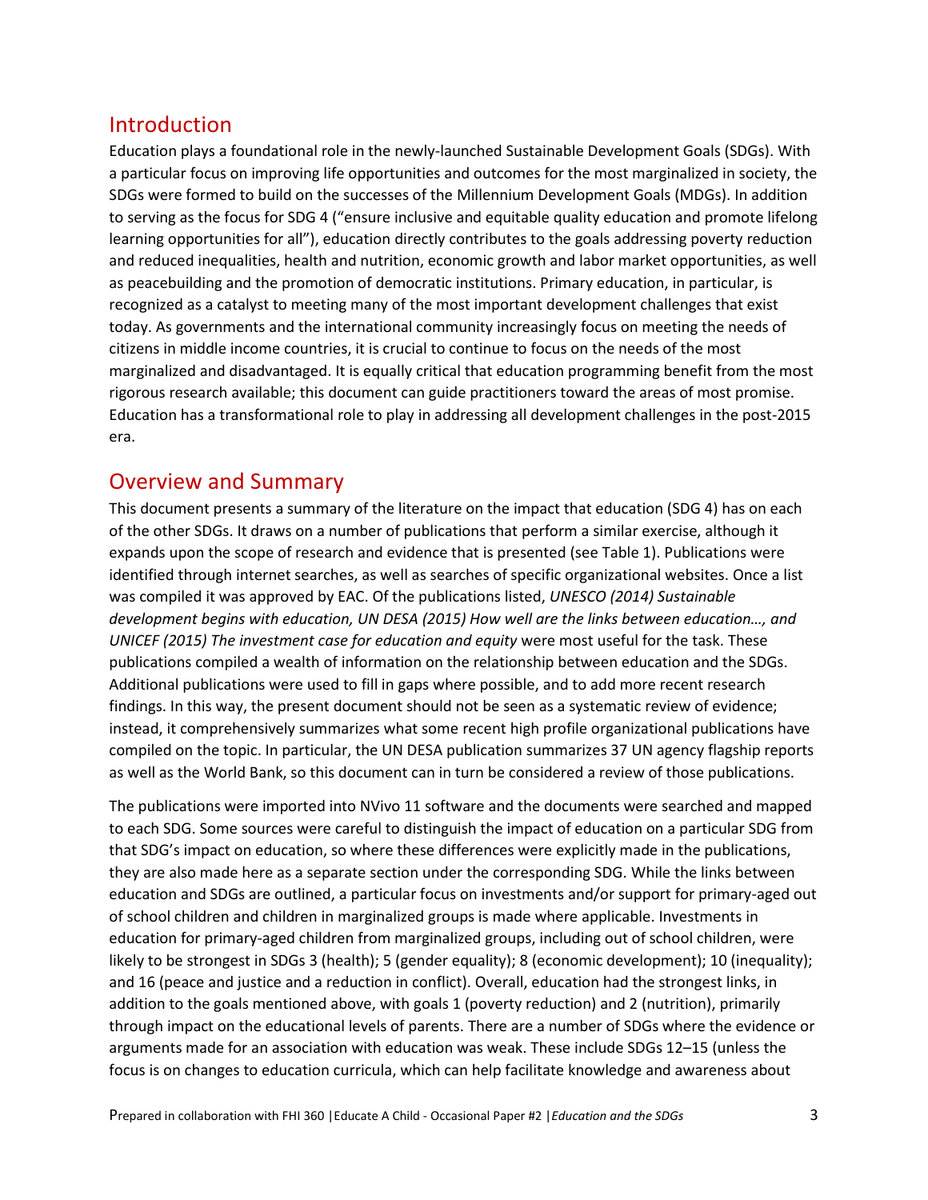## Introduction

Education plays a foundational role in the newly-launched Sustainable Development Goals (SDGs). With a particular focus on improving life opportunities and outcomes for the most marginalized in society, the SDGs were formed to build on the successes of the Millennium Development Goals (MDGs). In addition to serving as the focus for SDG 4 ("ensure inclusive and equitable quality education and promote lifelong learning opportunities for all"), education directly contributes to the goals addressing poverty reduction and reduced inequalities, health and nutrition, economic growth and labor market opportunities, as well as peacebuilding and the promotion of democratic institutions. Primary education, in particular, is recognized as a catalyst to meeting many of the most important development challenges that exist today. As governments and the international community increasingly focus on meeting the needs of citizens in middle income countries, it is crucial to continue to focus on the needs of the most marginalized and disadvantaged. It is equally critical that education programming benefit from the most rigorous research available; this document can guide practitioners toward the areas of most promise. Education has a transformational role to play in addressing all development challenges in the post-2015 era.

## Overview and Summary

This document presents a summary of the literature on the impact that education (SDG 4) has on each of the other SDGs. It draws on a number of publications that perform a similar exercise, although it expands upon the scope of research and evidence that is presented (see Table 1). Publications were identified through internet searches, as well as searches of specific organizational websites. Once a list was compiled it was approved by EAC. Of the publications listed, *UNESCO (2014) Sustainable development begins with education, UN DESA (2015) How well are the links between education…, and UNICEF (2015) The investment case for education and equity* were most useful for the task. These publications compiled a wealth of information on the relationship between education and the SDGs. Additional publications were used to fill in gaps where possible, and to add more recent research findings. In this way, the present document should not be seen as a systematic review of evidence; instead, it comprehensively summarizes what some recent high profile organizational publications have compiled on the topic. In particular, the UN DESA publication summarizes 37 UN agency flagship reports as well as the World Bank, so this document can in turn be considered a review of those publications.

The publications were imported into NVivo 11 software and the documents were searched and mapped to each SDG. Some sources were careful to distinguish the impact of education on a particular SDG from that SDG's impact on education, so where these differences were explicitly made in the publications, they are also made here as a separate section under the corresponding SDG. While the links between education and SDGs are outlined, a particular focus on investments and/or support for primary-aged out of school children and children in marginalized groups is made where applicable. Investments in education for primary-aged children from marginalized groups, including out of school children, were likely to be strongest in SDGs 3 (health); 5 (gender equality); 8 (economic development); 10 (inequality); and 16 (peace and justice and a reduction in conflict). Overall, education had the strongest links, in addition to the goals mentioned above, with goals 1 (poverty reduction) and 2 (nutrition), primarily through impact on the educational levels of parents. There are a number of SDGs where the evidence or arguments made for an association with education was weak. These include SDGs 12–15 (unless the focus is on changes to education curricula, which can help facilitate knowledge and awareness about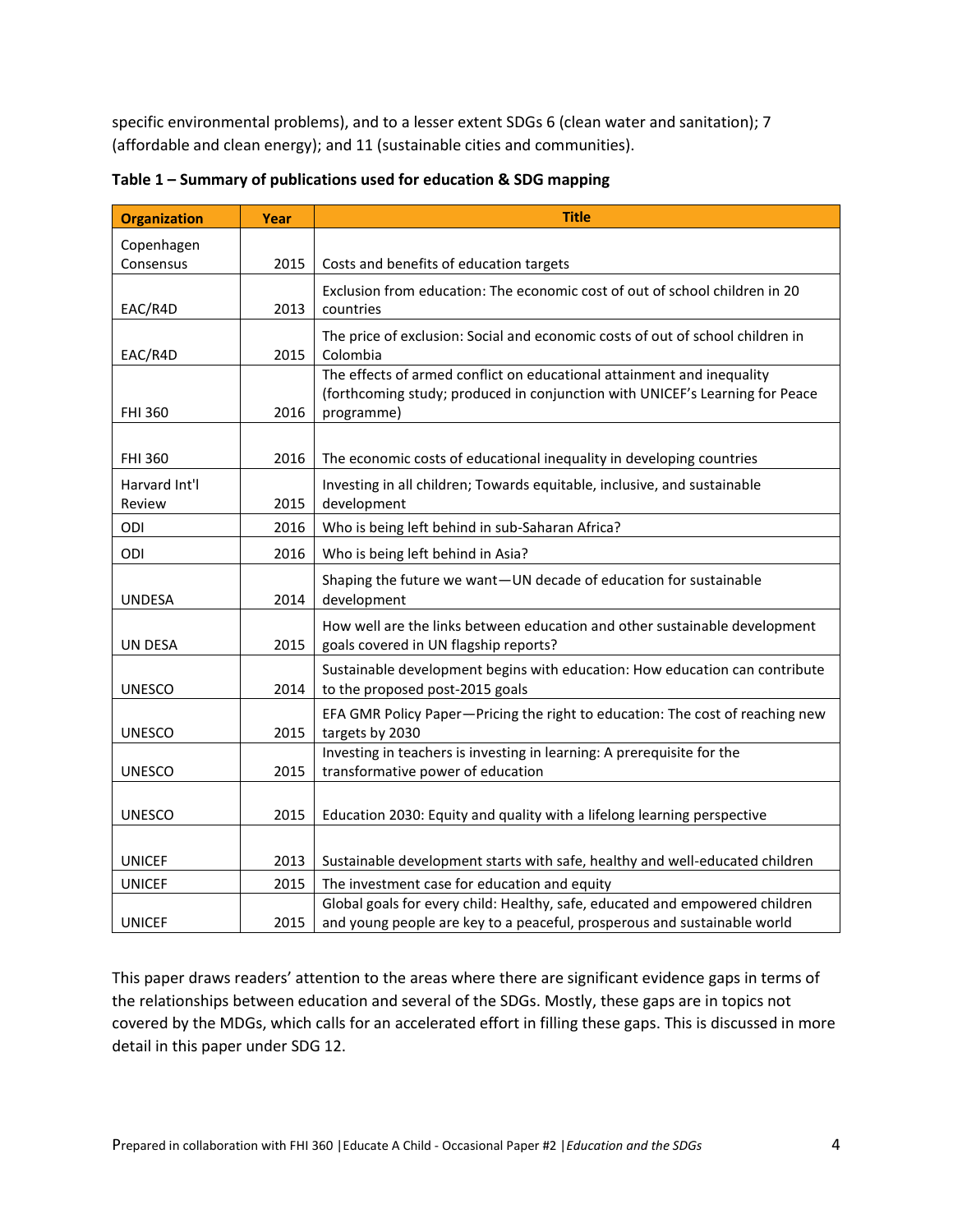specific environmental problems), and to a lesser extent SDGs 6 (clean water and sanitation); 7 (affordable and clean energy); and 11 (sustainable cities and communities).

**Table 1 – Summary of publications used for education & SDG mapping**

| Organization | Year | Title |
|---|---|---|
| Copenhagen Consensus | 2015 | Costs and benefits of education targets |
| EAC/R4D | 2013 | Exclusion from education: The economic cost of out of school children in 20 countries |
| EAC/R4D | 2015 | The price of exclusion: Social and economic costs of out of school children in Colombia |
| FHI 360 | 2016 | The effects of armed conflict on educational attainment and inequality (forthcoming study; produced in conjunction with UNICEF's Learning for Peace programme) |
| FHI 360 | 2016 | The economic costs of educational inequality in developing countries |
| Harvard Int'l Review | 2015 | Investing in all children; Towards equitable, inclusive, and sustainable development |
| ODI | 2016 | Who is being left behind in sub-Saharan Africa? |
| ODI | 2016 | Who is being left behind in Asia? |
| UNDESA | 2014 | Shaping the future we want—UN decade of education for sustainable development |
| UN DESA | 2015 | How well are the links between education and other sustainable development goals covered in UN flagship reports? |
| UNESCO | 2014 | Sustainable development begins with education: How education can contribute to the proposed post-2015 goals |
| UNESCO | 2015 | EFA GMR Policy Paper—Pricing the right to education: The cost of reaching new targets by 2030 |
| UNESCO | 2015 | Investing in teachers is investing in learning: A prerequisite for the transformative power of education |
| UNESCO | 2015 | Education 2030: Equity and quality with a lifelong learning perspective |
| UNICEF | 2013 | Sustainable development starts with safe, healthy and well-educated children |
| UNICEF | 2015 | The investment case for education and equity |
| UNICEF | 2015 | Global goals for every child: Healthy, safe, educated and empowered children and young people are key to a peaceful, prosperous and sustainable world |

This paper draws readers' attention to the areas where there are significant evidence gaps in terms of the relationships between education and several of the SDGs. Mostly, these gaps are in topics not covered by the MDGs, which calls for an accelerated effort in filling these gaps. This is discussed in more detail in this paper under SDG 12.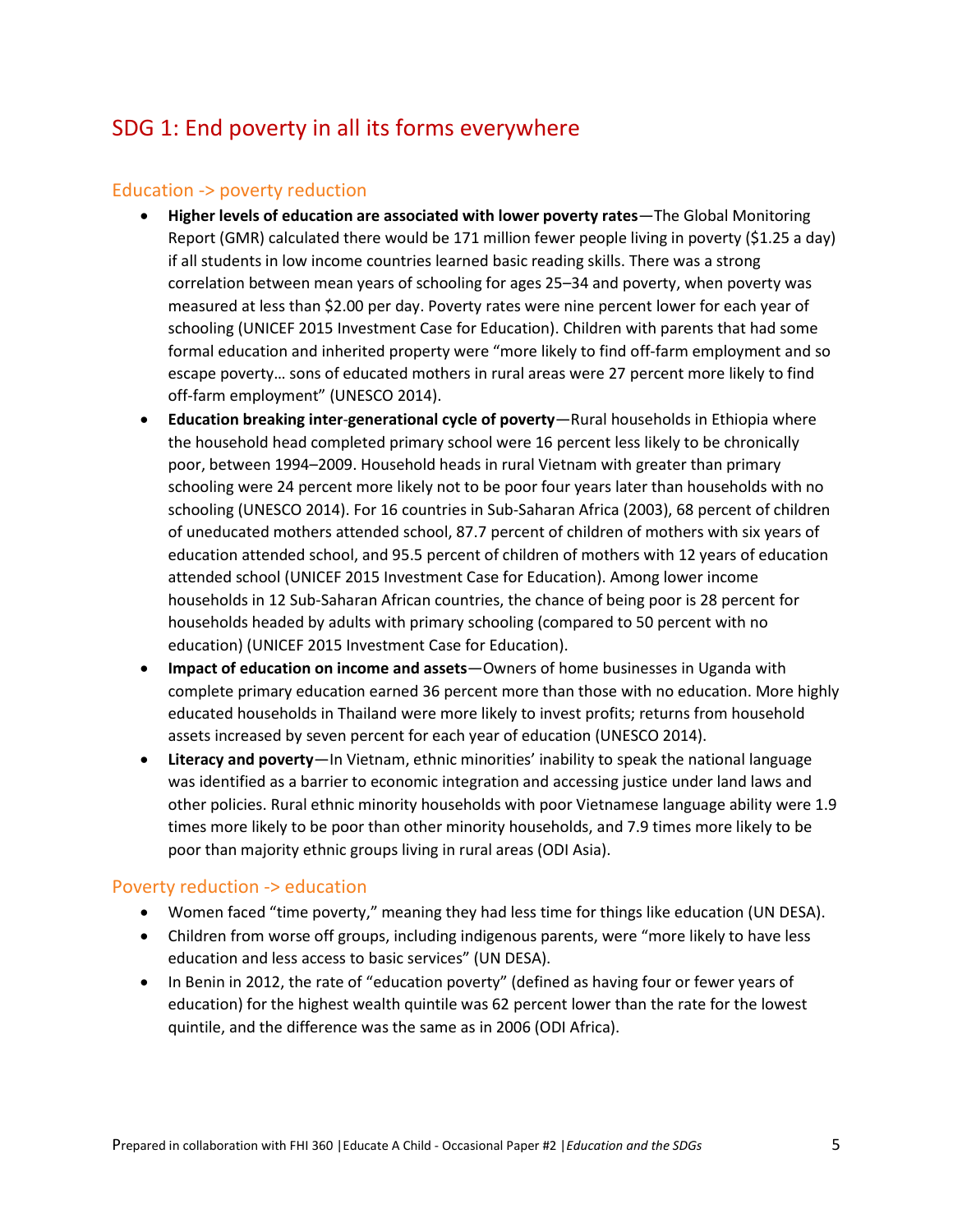## SDG 1: End poverty in all its forms everywhere

### Education -> poverty reduction

- **Higher levels of education are associated with lower poverty rates**—The Global Monitoring Report (GMR) calculated there would be 171 million fewer people living in poverty ($1.25 a day) if all students in low income countries learned basic reading skills. There was a strong correlation between mean years of schooling for ages 25–34 and poverty, when poverty was measured at less than $2.00 per day. Poverty rates were nine percent lower for each year of schooling (UNICEF 2015 Investment Case for Education). Children with parents that had some formal education and inherited property were "more likely to find off-farm employment and so escape poverty… sons of educated mothers in rural areas were 27 percent more likely to find off-farm employment" (UNESCO 2014).
- **Education breaking inter-generational cycle of poverty**—Rural households in Ethiopia where the household head completed primary school were 16 percent less likely to be chronically poor, between 1994–2009. Household heads in rural Vietnam with greater than primary schooling were 24 percent more likely not to be poor four years later than households with no schooling (UNESCO 2014). For 16 countries in Sub-Saharan Africa (2003), 68 percent of children of uneducated mothers attended school, 87.7 percent of children of mothers with six years of education attended school, and 95.5 percent of children of mothers with 12 years of education attended school (UNICEF 2015 Investment Case for Education). Among lower income households in 12 Sub-Saharan African countries, the chance of being poor is 28 percent for households headed by adults with primary schooling (compared to 50 percent with no education) (UNICEF 2015 Investment Case for Education).
- **Impact of education on income and assets**—Owners of home businesses in Uganda with complete primary education earned 36 percent more than those with no education. More highly educated households in Thailand were more likely to invest profits; returns from household assets increased by seven percent for each year of education (UNESCO 2014).
- **Literacy and poverty**—In Vietnam, ethnic minorities' inability to speak the national language was identified as a barrier to economic integration and accessing justice under land laws and other policies. Rural ethnic minority households with poor Vietnamese language ability were 1.9 times more likely to be poor than other minority households, and 7.9 times more likely to be poor than majority ethnic groups living in rural areas (ODI Asia).

### Poverty reduction -> education

- Women faced "time poverty," meaning they had less time for things like education (UN DESA).
- Children from worse off groups, including indigenous parents, were "more likely to have less education and less access to basic services" (UN DESA).
- In Benin in 2012, the rate of "education poverty" (defined as having four or fewer years of education) for the highest wealth quintile was 62 percent lower than the rate for the lowest quintile, and the difference was the same as in 2006 (ODI Africa).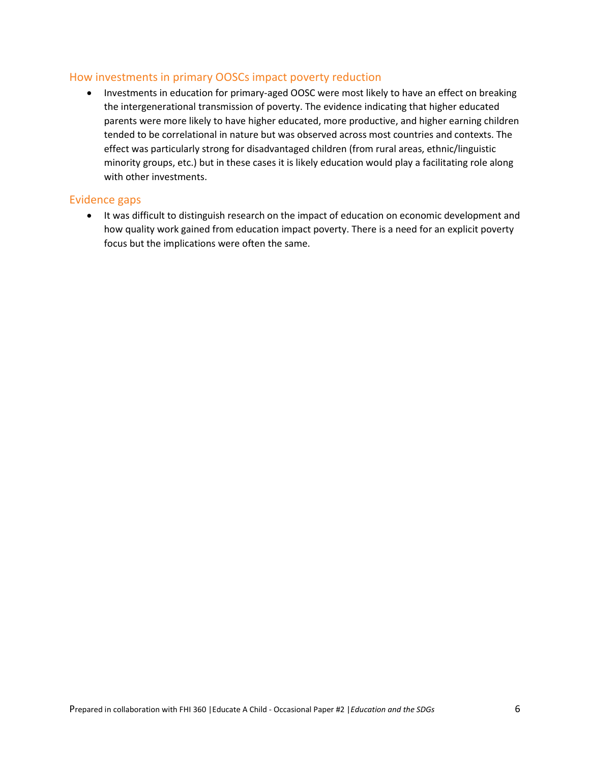### How investments in primary OOSCs impact poverty reduction

- Investments in education for primary-aged OOSC were most likely to have an effect on breaking the intergenerational transmission of poverty. The evidence indicating that higher educated parents were more likely to have higher educated, more productive, and higher earning children tended to be correlational in nature but was observed across most countries and contexts. The effect was particularly strong for disadvantaged children (from rural areas, ethnic/linguistic minority groups, etc.) but in these cases it is likely education would play a facilitating role along with other investments.

### Evidence gaps

- It was difficult to distinguish research on the impact of education on economic development and how quality work gained from education impact poverty. There is a need for an explicit poverty focus but the implications were often the same.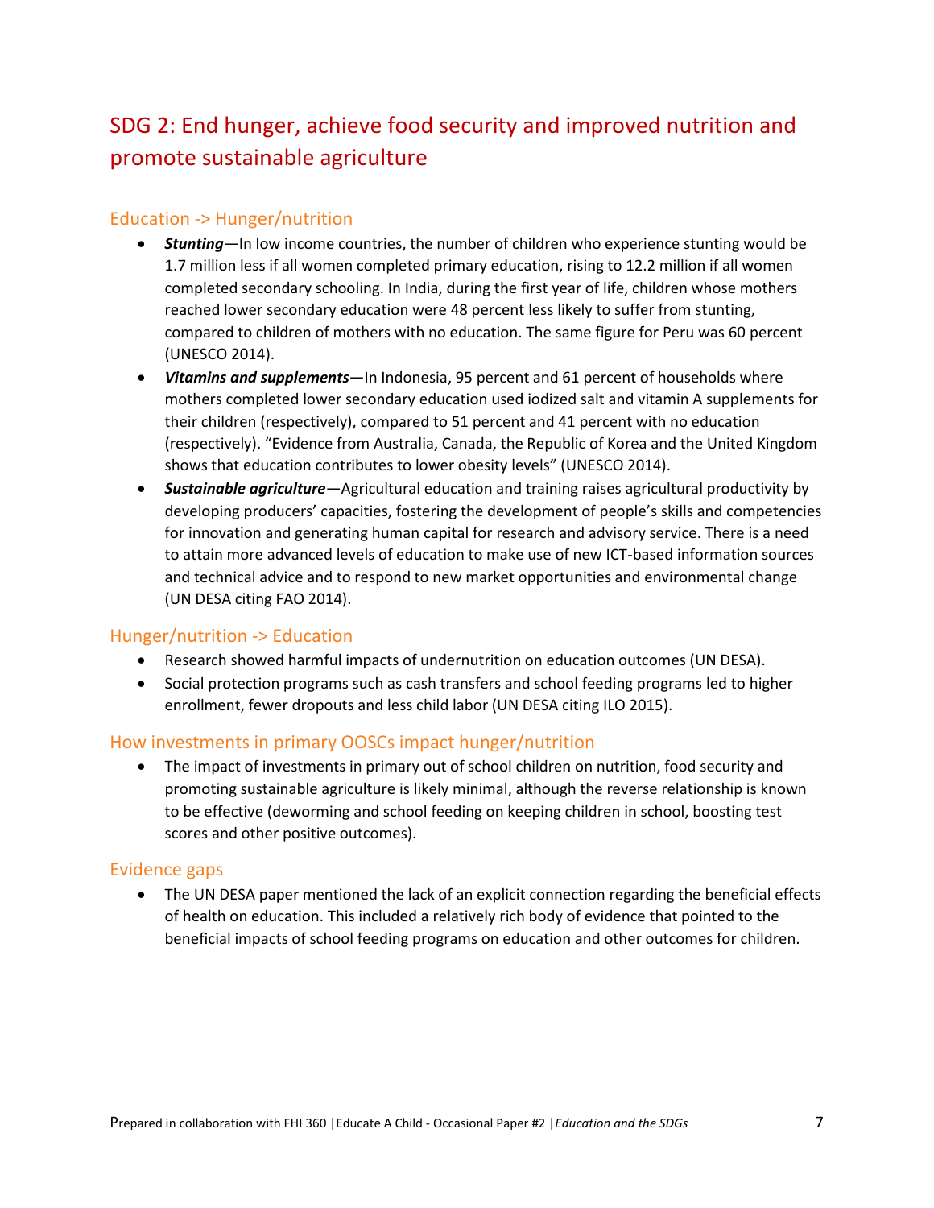## SDG 2: End hunger, achieve food security and improved nutrition and promote sustainable agriculture

### Education -> Hunger/nutrition

- ***Stunting***—In low income countries, the number of children who experience stunting would be 1.7 million less if all women completed primary education, rising to 12.2 million if all women completed secondary schooling. In India, during the first year of life, children whose mothers reached lower secondary education were 48 percent less likely to suffer from stunting, compared to children of mothers with no education. The same figure for Peru was 60 percent (UNESCO 2014).
- ***Vitamins and supplements***—In Indonesia, 95 percent and 61 percent of households where mothers completed lower secondary education used iodized salt and vitamin A supplements for their children (respectively), compared to 51 percent and 41 percent with no education (respectively). "Evidence from Australia, Canada, the Republic of Korea and the United Kingdom shows that education contributes to lower obesity levels" (UNESCO 2014).
- ***Sustainable agriculture***—Agricultural education and training raises agricultural productivity by developing producers' capacities, fostering the development of people's skills and competencies for innovation and generating human capital for research and advisory service. There is a need to attain more advanced levels of education to make use of new ICT-based information sources and technical advice and to respond to new market opportunities and environmental change (UN DESA citing FAO 2014).

### Hunger/nutrition -> Education

- Research showed harmful impacts of undernutrition on education outcomes (UN DESA).
- Social protection programs such as cash transfers and school feeding programs led to higher enrollment, fewer dropouts and less child labor (UN DESA citing ILO 2015).

### How investments in primary OOSCs impact hunger/nutrition

- The impact of investments in primary out of school children on nutrition, food security and promoting sustainable agriculture is likely minimal, although the reverse relationship is known to be effective (deworming and school feeding on keeping children in school, boosting test scores and other positive outcomes).

### Evidence gaps

- The UN DESA paper mentioned the lack of an explicit connection regarding the beneficial effects of health on education. This included a relatively rich body of evidence that pointed to the beneficial impacts of school feeding programs on education and other outcomes for children.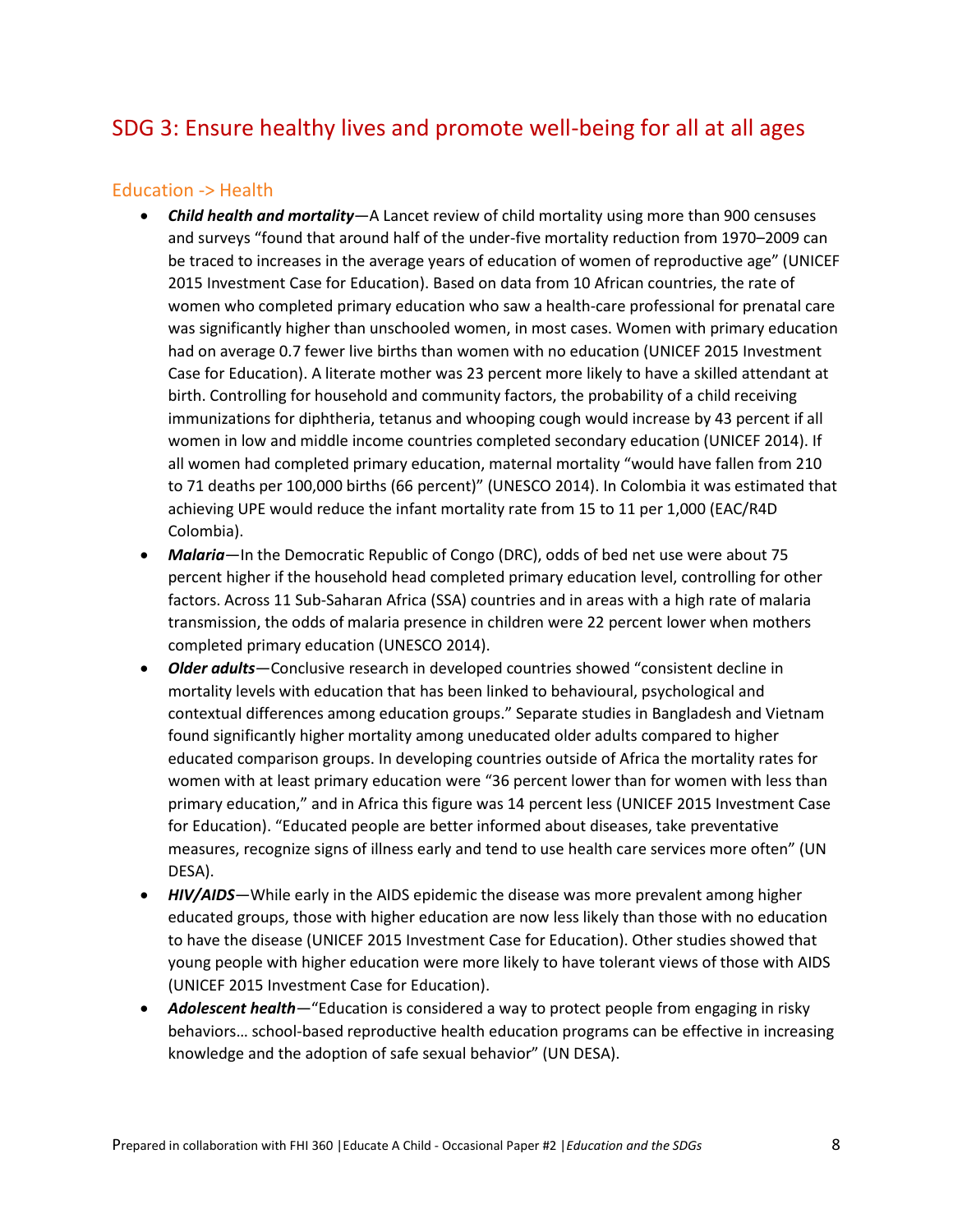# SDG 3: Ensure healthy lives and promote well-being for all at all ages

## Education -> Health

- ***Child health and mortality***—A Lancet review of child mortality using more than 900 censuses and surveys "found that around half of the under-five mortality reduction from 1970–2009 can be traced to increases in the average years of education of women of reproductive age" (UNICEF 2015 Investment Case for Education). Based on data from 10 African countries, the rate of women who completed primary education who saw a health-care professional for prenatal care was significantly higher than unschooled women, in most cases. Women with primary education had on average 0.7 fewer live births than women with no education (UNICEF 2015 Investment Case for Education). A literate mother was 23 percent more likely to have a skilled attendant at birth. Controlling for household and community factors, the probability of a child receiving immunizations for diphtheria, tetanus and whooping cough would increase by 43 percent if all women in low and middle income countries completed secondary education (UNICEF 2014). If all women had completed primary education, maternal mortality "would have fallen from 210 to 71 deaths per 100,000 births (66 percent)" (UNESCO 2014). In Colombia it was estimated that achieving UPE would reduce the infant mortality rate from 15 to 11 per 1,000 (EAC/R4D Colombia).
- ***Malaria***—In the Democratic Republic of Congo (DRC), odds of bed net use were about 75 percent higher if the household head completed primary education level, controlling for other factors. Across 11 Sub-Saharan Africa (SSA) countries and in areas with a high rate of malaria transmission, the odds of malaria presence in children were 22 percent lower when mothers completed primary education (UNESCO 2014).
- ***Older adults***—Conclusive research in developed countries showed "consistent decline in mortality levels with education that has been linked to behavioural, psychological and contextual differences among education groups." Separate studies in Bangladesh and Vietnam found significantly higher mortality among uneducated older adults compared to higher educated comparison groups. In developing countries outside of Africa the mortality rates for women with at least primary education were "36 percent lower than for women with less than primary education," and in Africa this figure was 14 percent less (UNICEF 2015 Investment Case for Education). "Educated people are better informed about diseases, take preventative measures, recognize signs of illness early and tend to use health care services more often" (UN DESA).
- ***HIV/AIDS***—While early in the AIDS epidemic the disease was more prevalent among higher educated groups, those with higher education are now less likely than those with no education to have the disease (UNICEF 2015 Investment Case for Education). Other studies showed that young people with higher education were more likely to have tolerant views of those with AIDS (UNICEF 2015 Investment Case for Education).
- ***Adolescent health***—"Education is considered a way to protect people from engaging in risky behaviors… school-based reproductive health education programs can be effective in increasing knowledge and the adoption of safe sexual behavior" (UN DESA).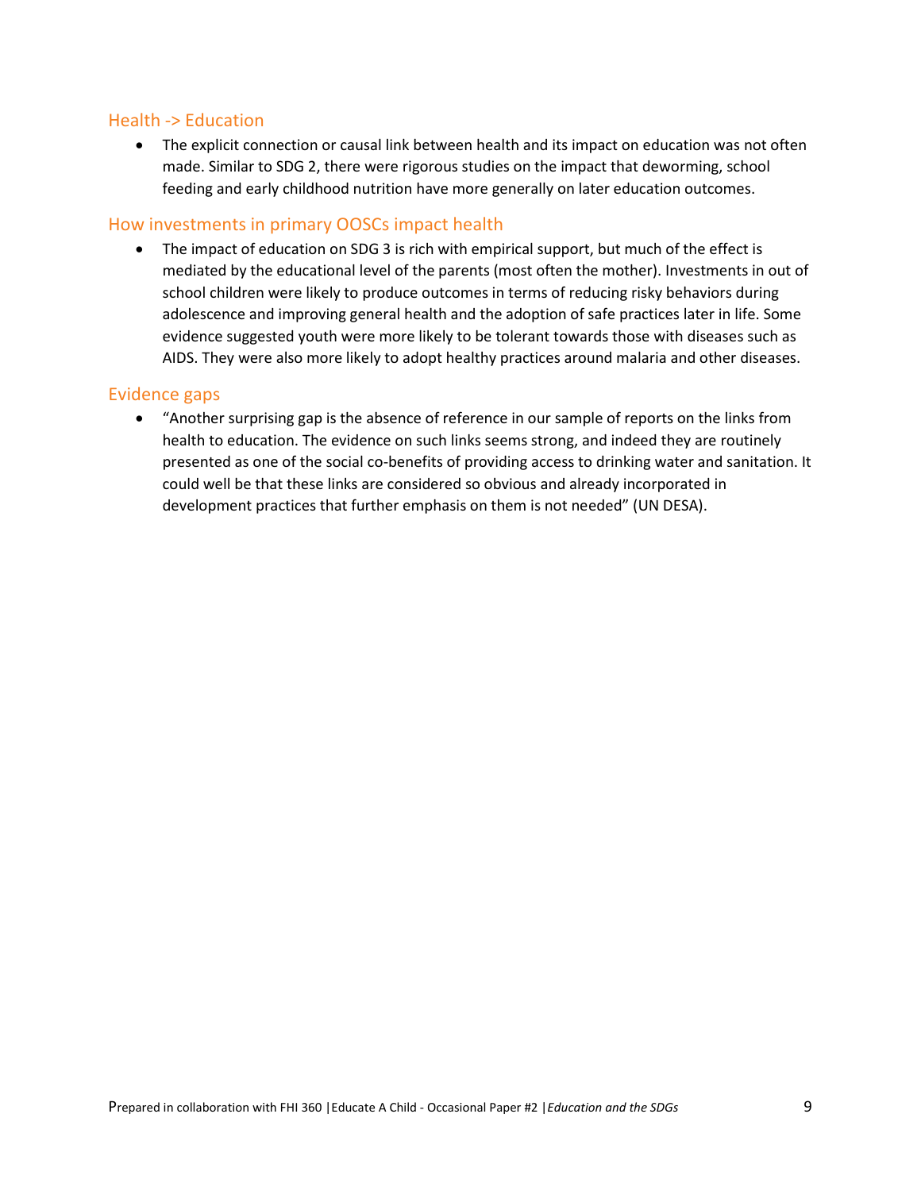### Health -> Education

- The explicit connection or causal link between health and its impact on education was not often made. Similar to SDG 2, there were rigorous studies on the impact that deworming, school feeding and early childhood nutrition have more generally on later education outcomes.

### How investments in primary OOSCs impact health

- The impact of education on SDG 3 is rich with empirical support, but much of the effect is mediated by the educational level of the parents (most often the mother). Investments in out of school children were likely to produce outcomes in terms of reducing risky behaviors during adolescence and improving general health and the adoption of safe practices later in life. Some evidence suggested youth were more likely to be tolerant towards those with diseases such as AIDS. They were also more likely to adopt healthy practices around malaria and other diseases.

### Evidence gaps

- "Another surprising gap is the absence of reference in our sample of reports on the links from health to education. The evidence on such links seems strong, and indeed they are routinely presented as one of the social co-benefits of providing access to drinking water and sanitation. It could well be that these links are considered so obvious and already incorporated in development practices that further emphasis on them is not needed" (UN DESA).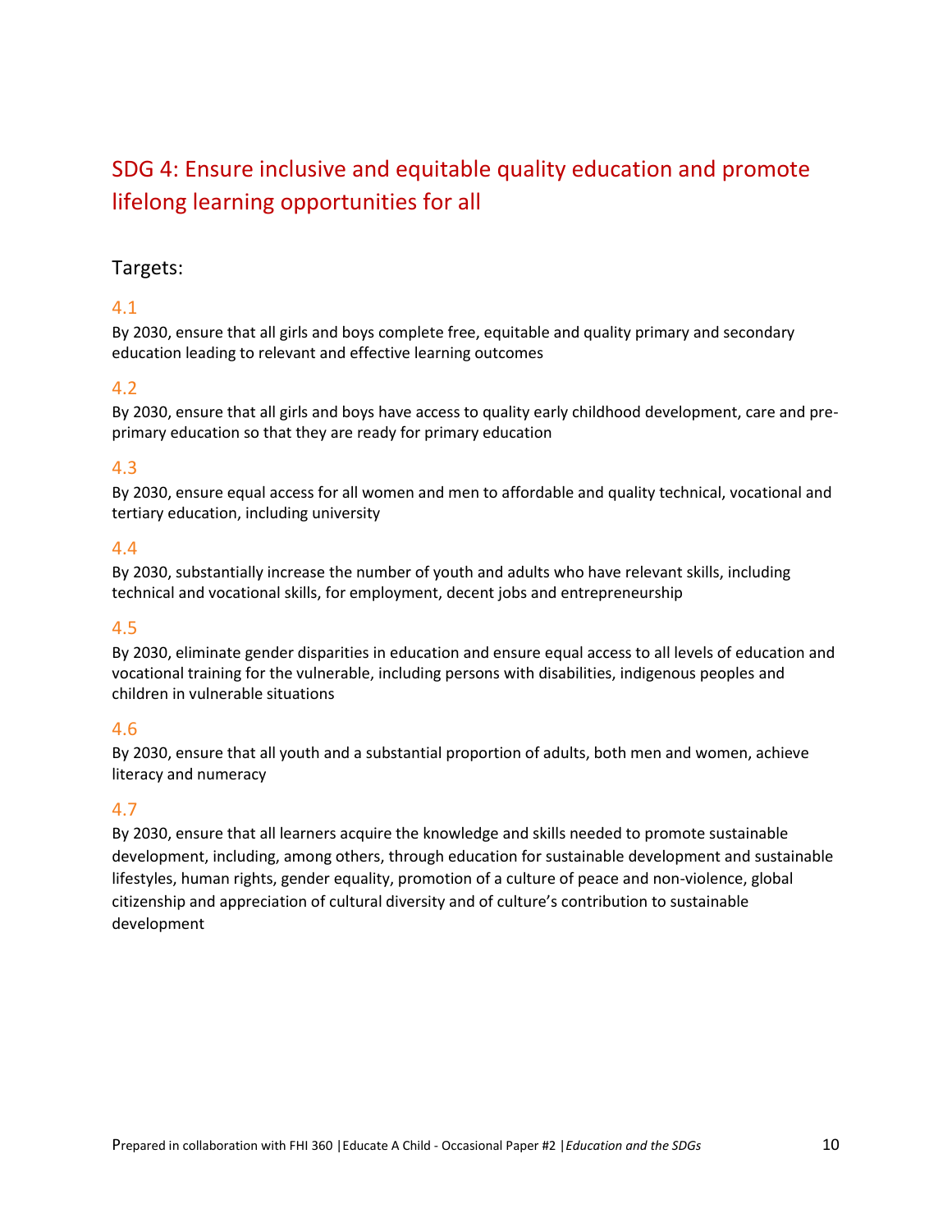## SDG 4: Ensure inclusive and equitable quality education and promote lifelong learning opportunities for all

### Targets:

#### 4.1

By 2030, ensure that all girls and boys complete free, equitable and quality primary and secondary education leading to relevant and effective learning outcomes

#### 4.2

By 2030, ensure that all girls and boys have access to quality early childhood development, care and pre-primary education so that they are ready for primary education

#### 4.3

By 2030, ensure equal access for all women and men to affordable and quality technical, vocational and tertiary education, including university

#### 4.4

By 2030, substantially increase the number of youth and adults who have relevant skills, including technical and vocational skills, for employment, decent jobs and entrepreneurship

#### 4.5

By 2030, eliminate gender disparities in education and ensure equal access to all levels of education and vocational training for the vulnerable, including persons with disabilities, indigenous peoples and children in vulnerable situations

#### 4.6

By 2030, ensure that all youth and a substantial proportion of adults, both men and women, achieve literacy and numeracy

#### 4.7

By 2030, ensure that all learners acquire the knowledge and skills needed to promote sustainable development, including, among others, through education for sustainable development and sustainable lifestyles, human rights, gender equality, promotion of a culture of peace and non-violence, global citizenship and appreciation of cultural diversity and of culture's contribution to sustainable development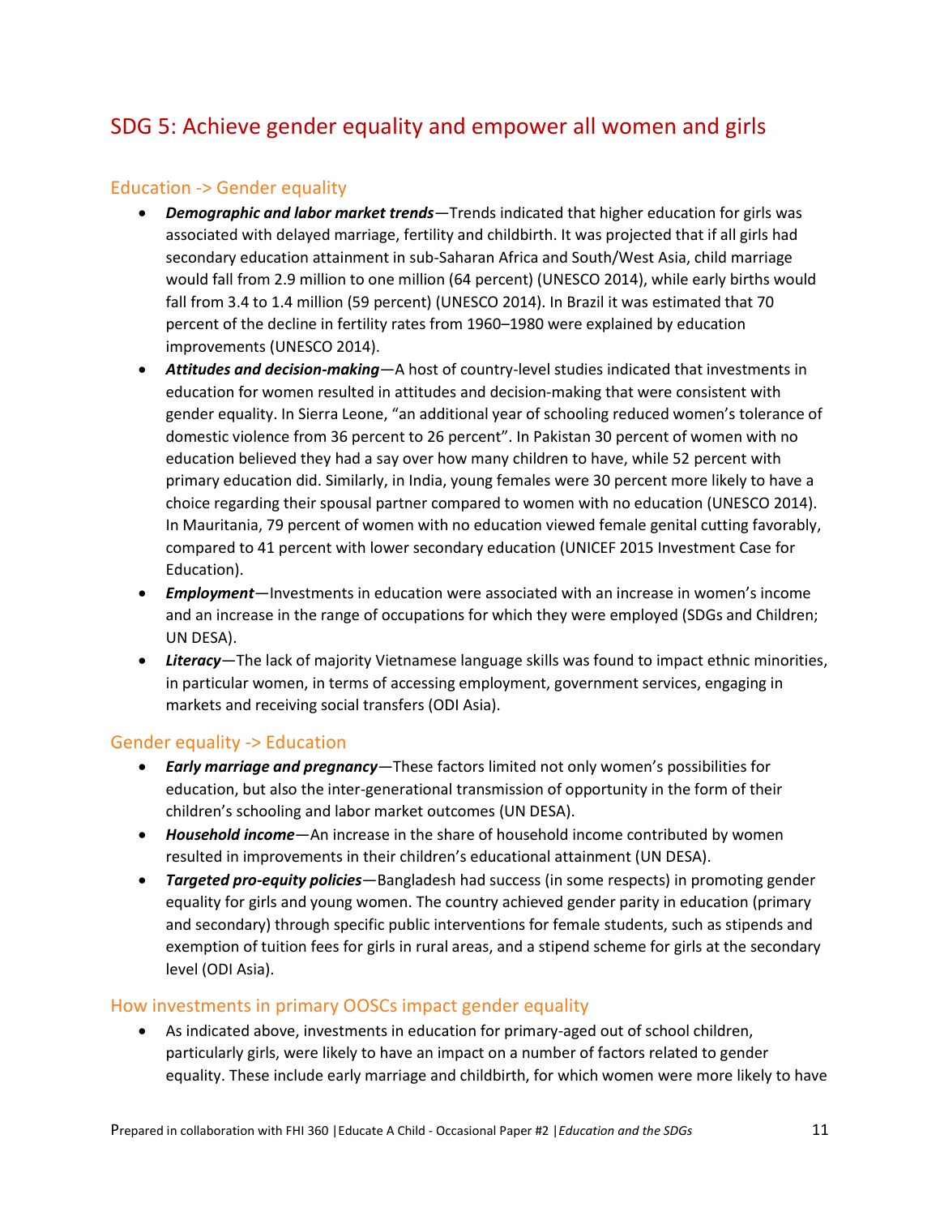## SDG 5: Achieve gender equality and empower all women and girls

### Education -> Gender equality

- ***Demographic and labor market trends***—Trends indicated that higher education for girls was associated with delayed marriage, fertility and childbirth. It was projected that if all girls had secondary education attainment in sub-Saharan Africa and South/West Asia, child marriage would fall from 2.9 million to one million (64 percent) (UNESCO 2014), while early births would fall from 3.4 to 1.4 million (59 percent) (UNESCO 2014). In Brazil it was estimated that 70 percent of the decline in fertility rates from 1960–1980 were explained by education improvements (UNESCO 2014).
- ***Attitudes and decision-making***—A host of country-level studies indicated that investments in education for women resulted in attitudes and decision-making that were consistent with gender equality. In Sierra Leone, "an additional year of schooling reduced women's tolerance of domestic violence from 36 percent to 26 percent". In Pakistan 30 percent of women with no education believed they had a say over how many children to have, while 52 percent with primary education did. Similarly, in India, young females were 30 percent more likely to have a choice regarding their spousal partner compared to women with no education (UNESCO 2014). In Mauritania, 79 percent of women with no education viewed female genital cutting favorably, compared to 41 percent with lower secondary education (UNICEF 2015 Investment Case for Education).
- ***Employment***—Investments in education were associated with an increase in women's income and an increase in the range of occupations for which they were employed (SDGs and Children; UN DESA).
- ***Literacy***—The lack of majority Vietnamese language skills was found to impact ethnic minorities, in particular women, in terms of accessing employment, government services, engaging in markets and receiving social transfers (ODI Asia).

### Gender equality -> Education

- ***Early marriage and pregnancy***—These factors limited not only women's possibilities for education, but also the inter-generational transmission of opportunity in the form of their children's schooling and labor market outcomes (UN DESA).
- ***Household income***—An increase in the share of household income contributed by women resulted in improvements in their children's educational attainment (UN DESA).
- ***Targeted pro-equity policies***—Bangladesh had success (in some respects) in promoting gender equality for girls and young women. The country achieved gender parity in education (primary and secondary) through specific public interventions for female students, such as stipends and exemption of tuition fees for girls in rural areas, and a stipend scheme for girls at the secondary level (ODI Asia).

### How investments in primary OOSCs impact gender equality

- As indicated above, investments in education for primary-aged out of school children, particularly girls, were likely to have an impact on a number of factors related to gender equality. These include early marriage and childbirth, for which women were more likely to have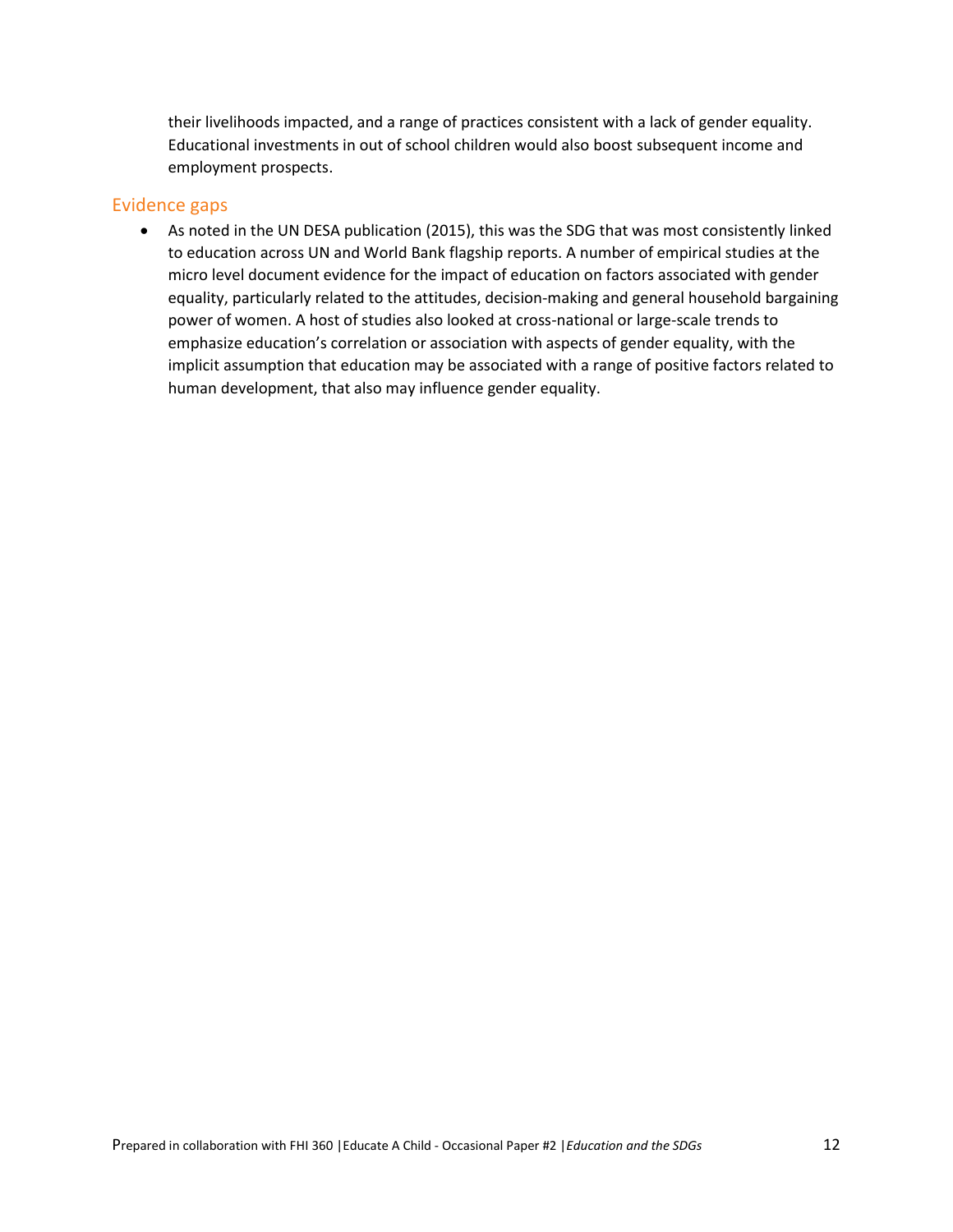their livelihoods impacted, and a range of practices consistent with a lack of gender equality. Educational investments in out of school children would also boost subsequent income and employment prospects.

### Evidence gaps

- As noted in the UN DESA publication (2015), this was the SDG that was most consistently linked to education across UN and World Bank flagship reports. A number of empirical studies at the micro level document evidence for the impact of education on factors associated with gender equality, particularly related to the attitudes, decision-making and general household bargaining power of women. A host of studies also looked at cross-national or large-scale trends to emphasize education's correlation or association with aspects of gender equality, with the implicit assumption that education may be associated with a range of positive factors related to human development, that also may influence gender equality.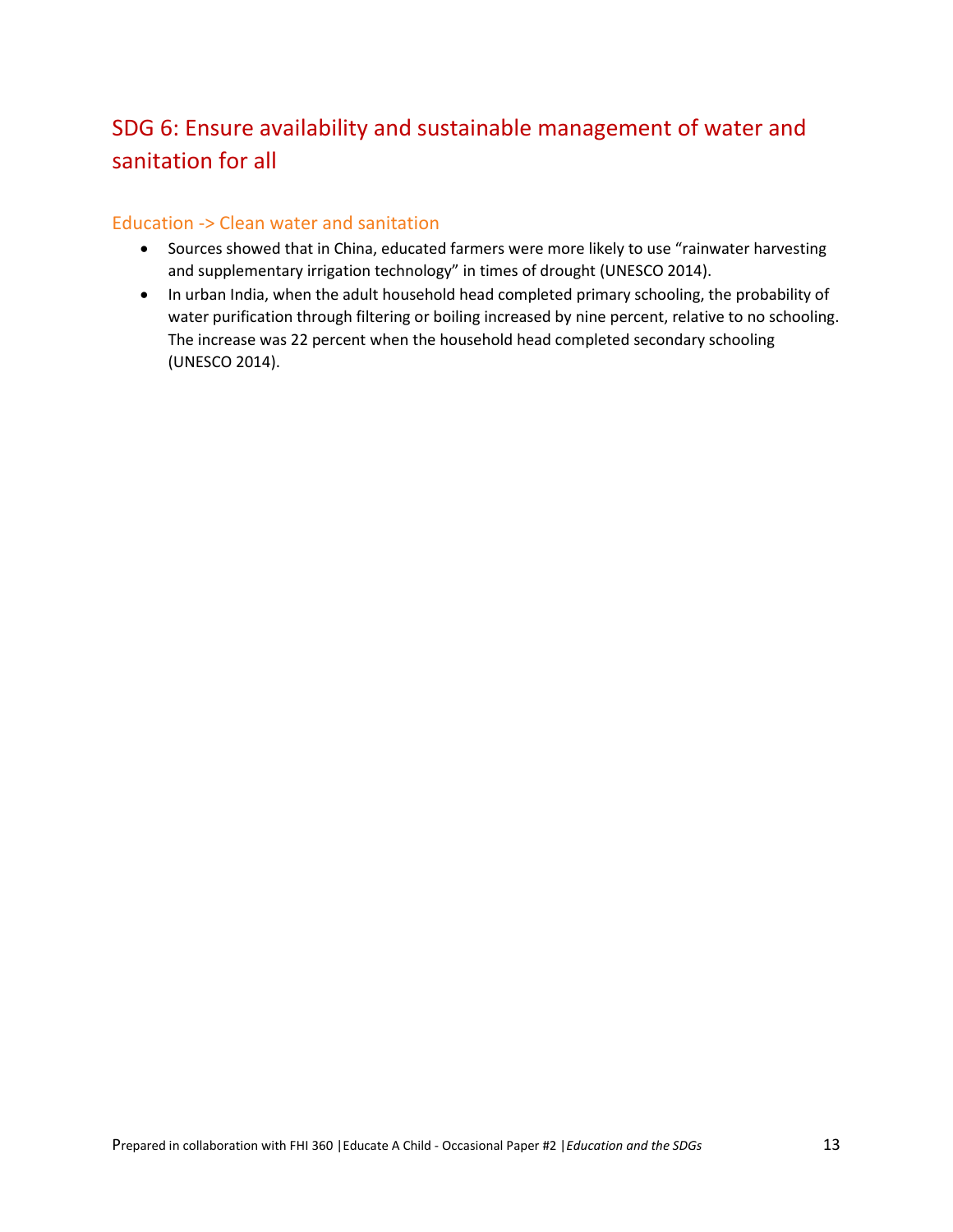## SDG 6: Ensure availability and sustainable management of water and sanitation for all

### Education -> Clean water and sanitation

- Sources showed that in China, educated farmers were more likely to use "rainwater harvesting and supplementary irrigation technology" in times of drought (UNESCO 2014).
- In urban India, when the adult household head completed primary schooling, the probability of water purification through filtering or boiling increased by nine percent, relative to no schooling. The increase was 22 percent when the household head completed secondary schooling (UNESCO 2014).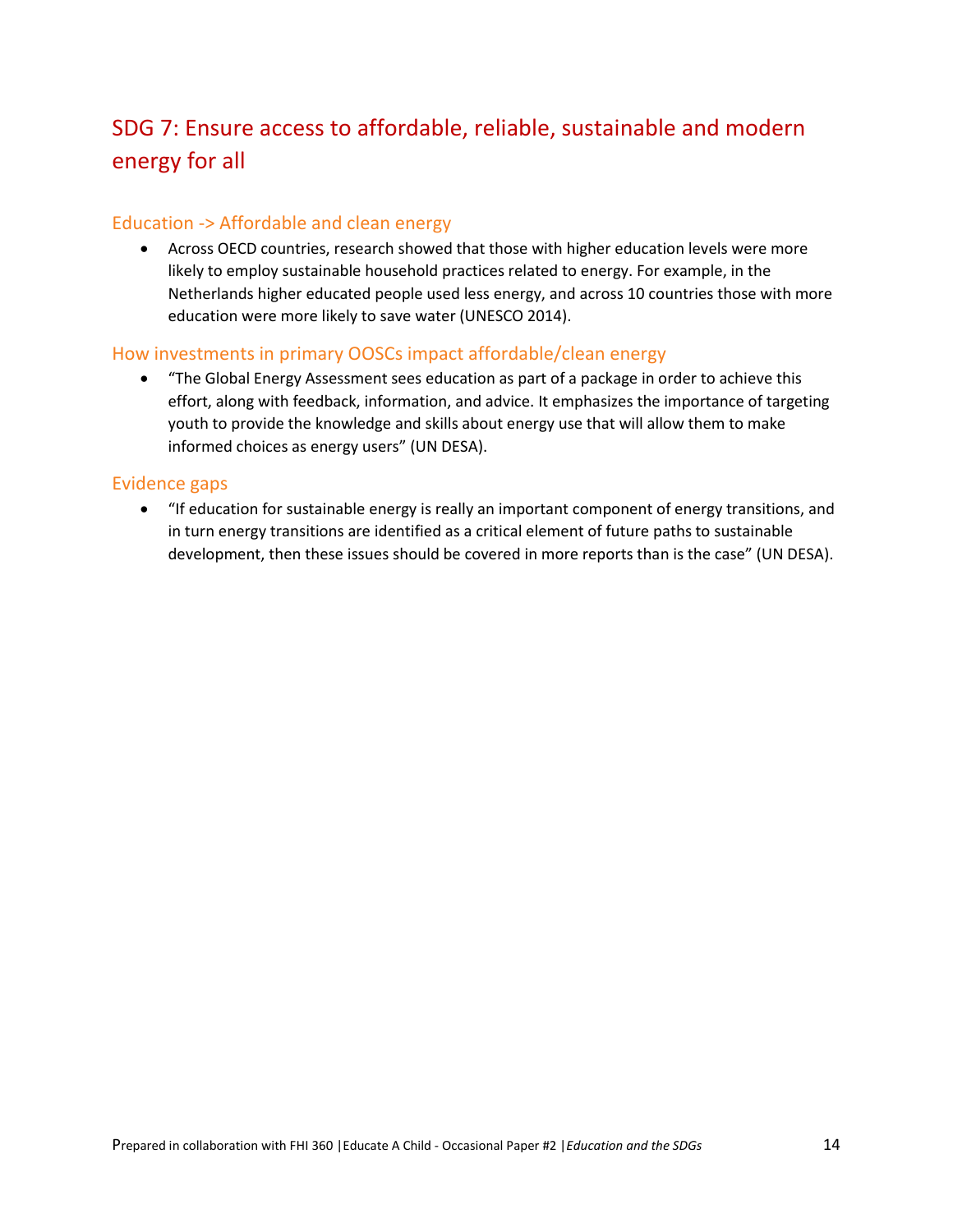## SDG 7: Ensure access to affordable, reliable, sustainable and modern energy for all

### Education -> Affordable and clean energy

- Across OECD countries, research showed that those with higher education levels were more likely to employ sustainable household practices related to energy. For example, in the Netherlands higher educated people used less energy, and across 10 countries those with more education were more likely to save water (UNESCO 2014).

### How investments in primary OOSCs impact affordable/clean energy

- "The Global Energy Assessment sees education as part of a package in order to achieve this effort, along with feedback, information, and advice. It emphasizes the importance of targeting youth to provide the knowledge and skills about energy use that will allow them to make informed choices as energy users" (UN DESA).

### Evidence gaps

- "If education for sustainable energy is really an important component of energy transitions, and in turn energy transitions are identified as a critical element of future paths to sustainable development, then these issues should be covered in more reports than is the case" (UN DESA).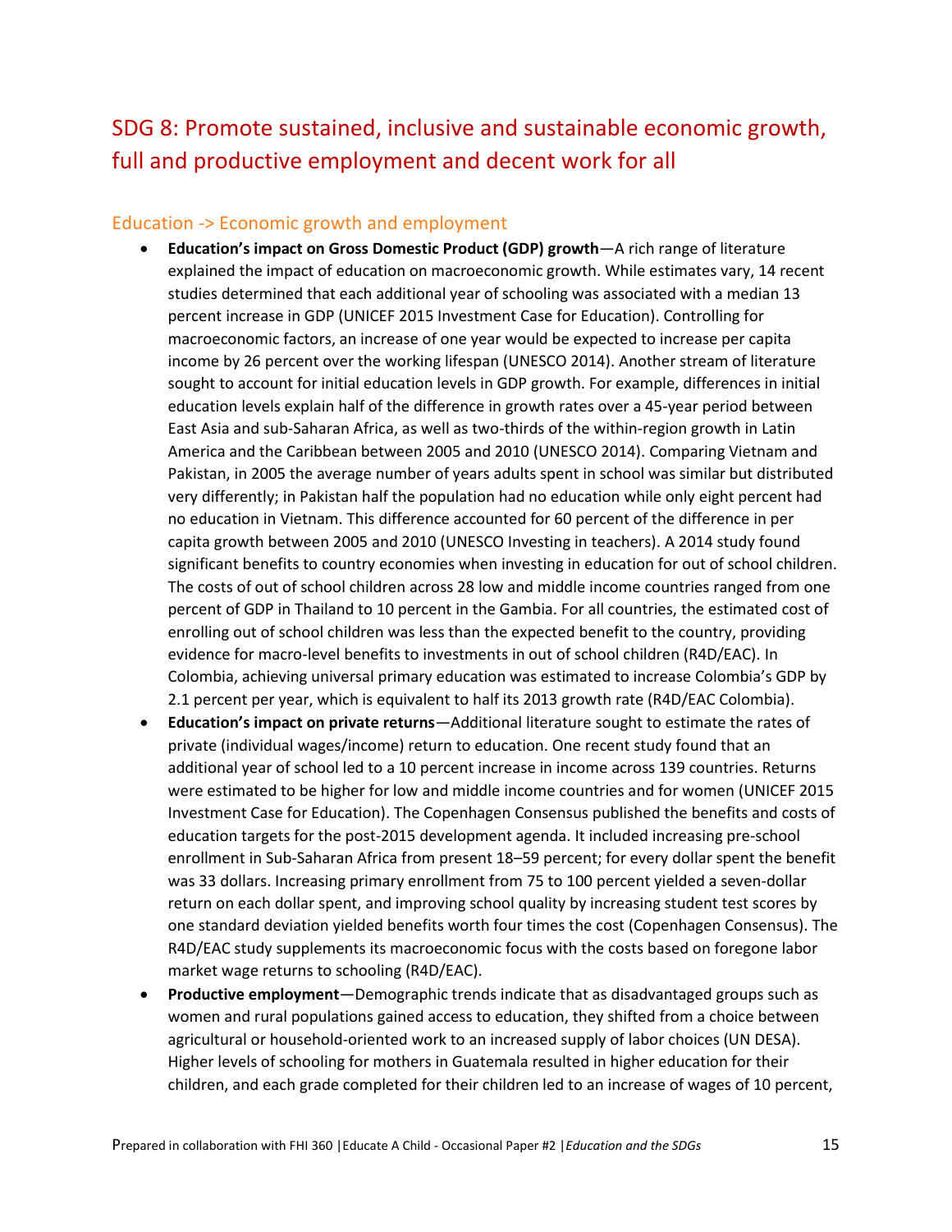# SDG 8: Promote sustained, inclusive and sustainable economic growth, full and productive employment and decent work for all

## Education -> Economic growth and employment

- **Education's impact on Gross Domestic Product (GDP) growth**—A rich range of literature explained the impact of education on macroeconomic growth. While estimates vary, 14 recent studies determined that each additional year of schooling was associated with a median 13 percent increase in GDP (UNICEF 2015 Investment Case for Education). Controlling for macroeconomic factors, an increase of one year would be expected to increase per capita income by 26 percent over the working lifespan (UNESCO 2014). Another stream of literature sought to account for initial education levels in GDP growth. For example, differences in initial education levels explain half of the difference in growth rates over a 45-year period between East Asia and sub-Saharan Africa, as well as two-thirds of the within-region growth in Latin America and the Caribbean between 2005 and 2010 (UNESCO 2014). Comparing Vietnam and Pakistan, in 2005 the average number of years adults spent in school was similar but distributed very differently; in Pakistan half the population had no education while only eight percent had no education in Vietnam. This difference accounted for 60 percent of the difference in per capita growth between 2005 and 2010 (UNESCO Investing in teachers). A 2014 study found significant benefits to country economies when investing in education for out of school children. The costs of out of school children across 28 low and middle income countries ranged from one percent of GDP in Thailand to 10 percent in the Gambia. For all countries, the estimated cost of enrolling out of school children was less than the expected benefit to the country, providing evidence for macro-level benefits to investments in out of school children (R4D/EAC). In Colombia, achieving universal primary education was estimated to increase Colombia's GDP by 2.1 percent per year, which is equivalent to half its 2013 growth rate (R4D/EAC Colombia).
- **Education's impact on private returns**—Additional literature sought to estimate the rates of private (individual wages/income) return to education. One recent study found that an additional year of school led to a 10 percent increase in income across 139 countries. Returns were estimated to be higher for low and middle income countries and for women (UNICEF 2015 Investment Case for Education). The Copenhagen Consensus published the benefits and costs of education targets for the post-2015 development agenda. It included increasing pre-school enrollment in Sub-Saharan Africa from present 18–59 percent; for every dollar spent the benefit was 33 dollars. Increasing primary enrollment from 75 to 100 percent yielded a seven-dollar return on each dollar spent, and improving school quality by increasing student test scores by one standard deviation yielded benefits worth four times the cost (Copenhagen Consensus). The R4D/EAC study supplements its macroeconomic focus with the costs based on foregone labor market wage returns to schooling (R4D/EAC).
- **Productive employment**—Demographic trends indicate that as disadvantaged groups such as women and rural populations gained access to education, they shifted from a choice between agricultural or household-oriented work to an increased supply of labor choices (UN DESA). Higher levels of schooling for mothers in Guatemala resulted in higher education for their children, and each grade completed for their children led to an increase of wages of 10 percent,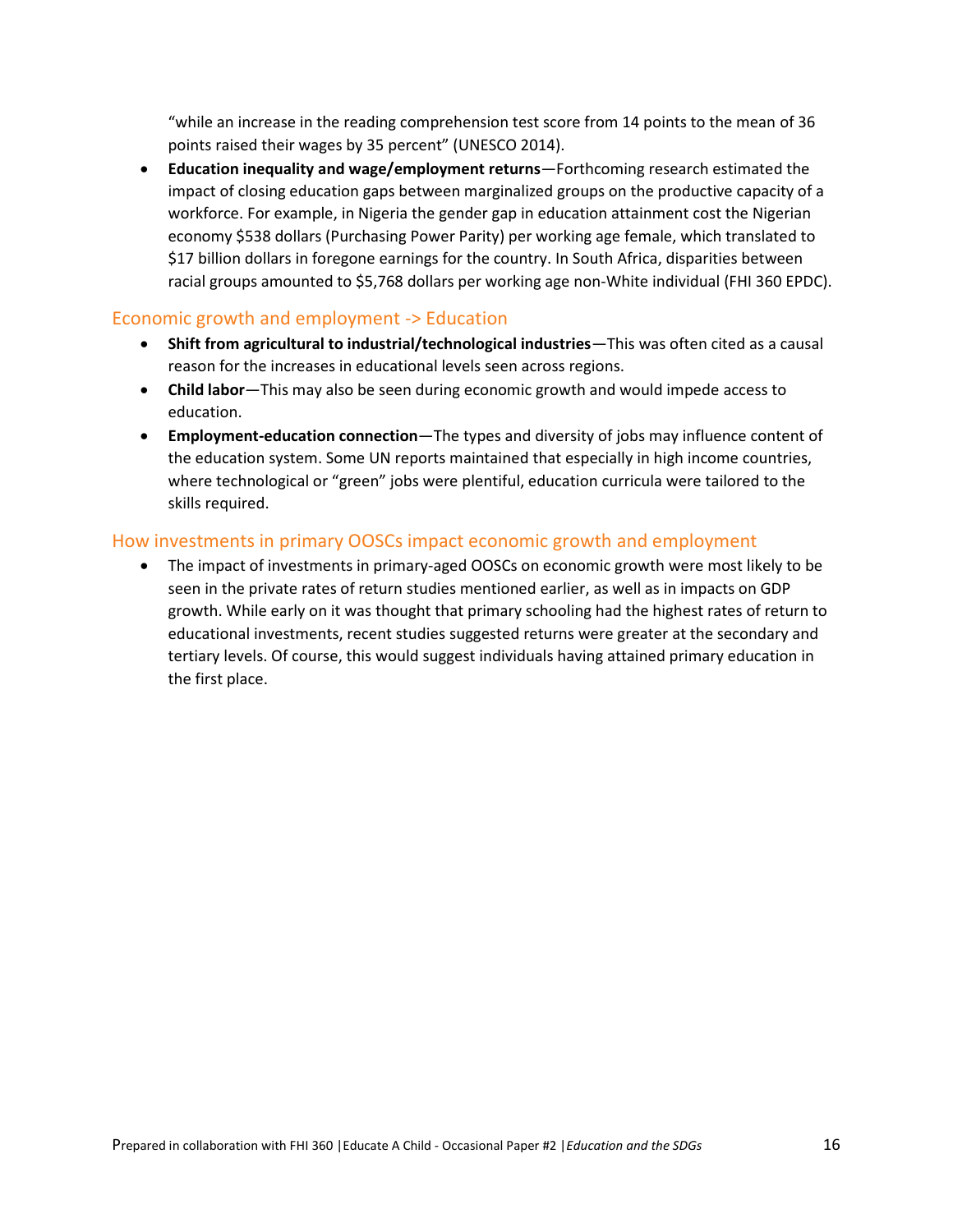“while an increase in the reading comprehension test score from 14 points to the mean of 36 points raised their wages by 35 percent” (UNESCO 2014).

- **Education inequality and wage/employment returns**—Forthcoming research estimated the impact of closing education gaps between marginalized groups on the productive capacity of a workforce. For example, in Nigeria the gender gap in education attainment cost the Nigerian economy $538 dollars (Purchasing Power Parity) per working age female, which translated to $17 billion dollars in foregone earnings for the country. In South Africa, disparities between racial groups amounted to $5,768 dollars per working age non-White individual (FHI 360 EPDC).

## Economic growth and employment -> Education

- **Shift from agricultural to industrial/technological industries**—This was often cited as a causal reason for the increases in educational levels seen across regions.
- **Child labor**—This may also be seen during economic growth and would impede access to education.
- **Employment-education connection**—The types and diversity of jobs may influence content of the education system. Some UN reports maintained that especially in high income countries, where technological or “green” jobs were plentiful, education curricula were tailored to the skills required.

## How investments in primary OOSCs impact economic growth and employment

- The impact of investments in primary-aged OOSCs on economic growth were most likely to be seen in the private rates of return studies mentioned earlier, as well as in impacts on GDP growth. While early on it was thought that primary schooling had the highest rates of return to educational investments, recent studies suggested returns were greater at the secondary and tertiary levels. Of course, this would suggest individuals having attained primary education in the first place.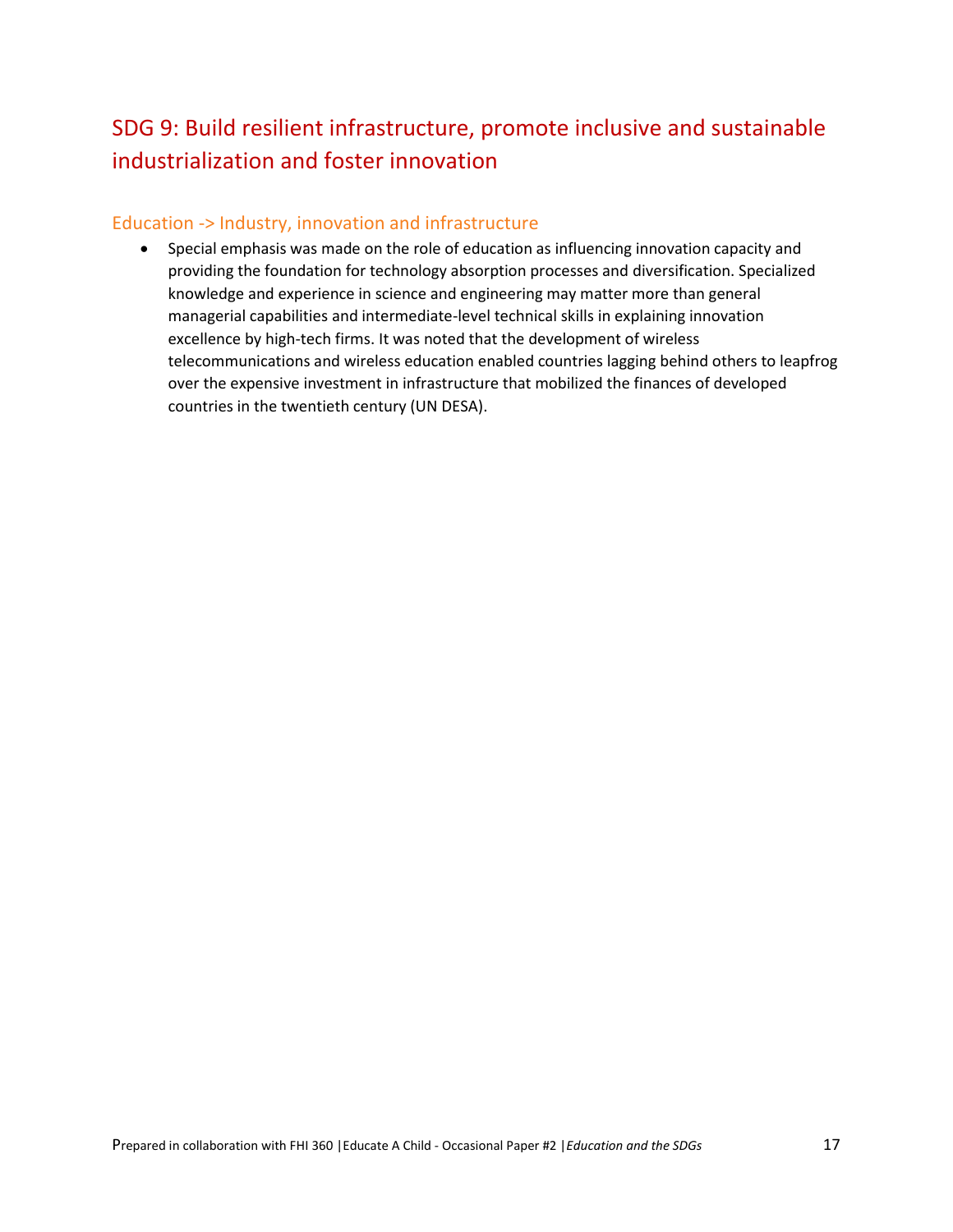## SDG 9: Build resilient infrastructure, promote inclusive and sustainable industrialization and foster innovation

### Education -> Industry, innovation and infrastructure

- Special emphasis was made on the role of education as influencing innovation capacity and providing the foundation for technology absorption processes and diversification. Specialized knowledge and experience in science and engineering may matter more than general managerial capabilities and intermediate-level technical skills in explaining innovation excellence by high-tech firms. It was noted that the development of wireless telecommunications and wireless education enabled countries lagging behind others to leapfrog over the expensive investment in infrastructure that mobilized the finances of developed countries in the twentieth century (UN DESA).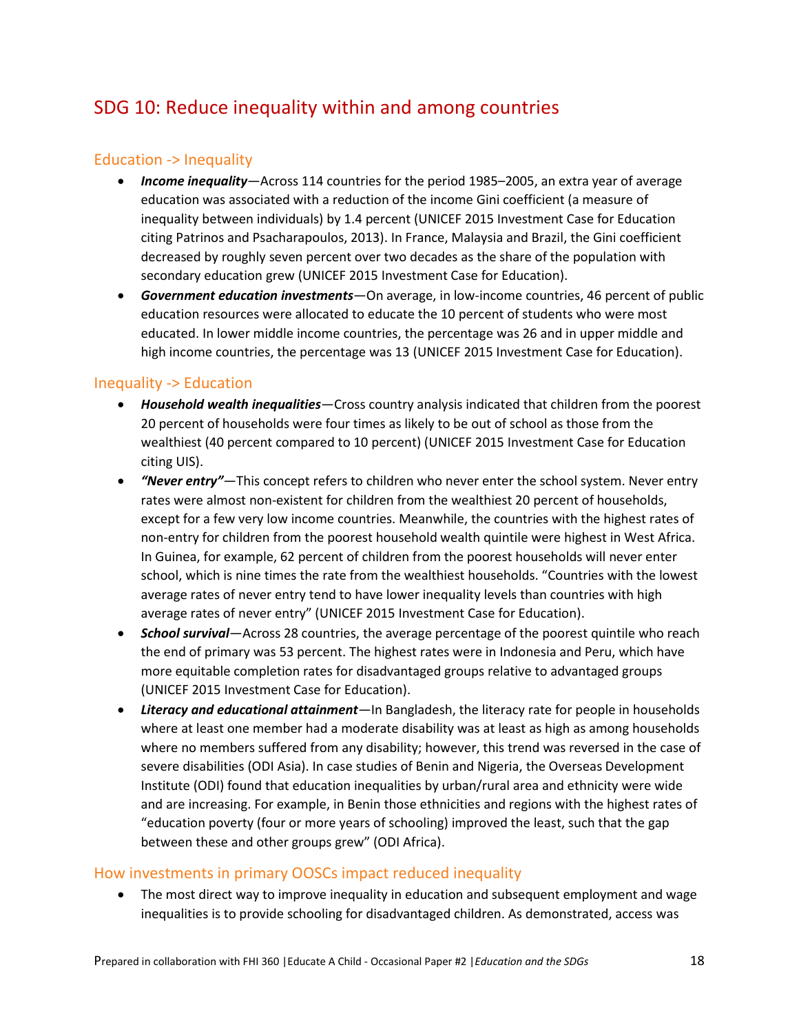## SDG 10: Reduce inequality within and among countries

### Education -> Inequality

- ***Income inequality***—Across 114 countries for the period 1985–2005, an extra year of average education was associated with a reduction of the income Gini coefficient (a measure of inequality between individuals) by 1.4 percent (UNICEF 2015 Investment Case for Education citing Patrinos and Psacharapoulos, 2013). In France, Malaysia and Brazil, the Gini coefficient decreased by roughly seven percent over two decades as the share of the population with secondary education grew (UNICEF 2015 Investment Case for Education).
- ***Government education investments***—On average, in low-income countries, 46 percent of public education resources were allocated to educate the 10 percent of students who were most educated. In lower middle income countries, the percentage was 26 and in upper middle and high income countries, the percentage was 13 (UNICEF 2015 Investment Case for Education).

### Inequality -> Education

- ***Household wealth inequalities***—Cross country analysis indicated that children from the poorest 20 percent of households were four times as likely to be out of school as those from the wealthiest (40 percent compared to 10 percent) (UNICEF 2015 Investment Case for Education citing UIS).
- ***"Never entry"***—This concept refers to children who never enter the school system. Never entry rates were almost non-existent for children from the wealthiest 20 percent of households, except for a few very low income countries. Meanwhile, the countries with the highest rates of non-entry for children from the poorest household wealth quintile were highest in West Africa. In Guinea, for example, 62 percent of children from the poorest households will never enter school, which is nine times the rate from the wealthiest households. "Countries with the lowest average rates of never entry tend to have lower inequality levels than countries with high average rates of never entry" (UNICEF 2015 Investment Case for Education).
- ***School survival***—Across 28 countries, the average percentage of the poorest quintile who reach the end of primary was 53 percent. The highest rates were in Indonesia and Peru, which have more equitable completion rates for disadvantaged groups relative to advantaged groups (UNICEF 2015 Investment Case for Education).
- ***Literacy and educational attainment***—In Bangladesh, the literacy rate for people in households where at least one member had a moderate disability was at least as high as among households where no members suffered from any disability; however, this trend was reversed in the case of severe disabilities (ODI Asia). In case studies of Benin and Nigeria, the Overseas Development Institute (ODI) found that education inequalities by urban/rural area and ethnicity were wide and are increasing. For example, in Benin those ethnicities and regions with the highest rates of "education poverty (four or more years of schooling) improved the least, such that the gap between these and other groups grew" (ODI Africa).

### How investments in primary OOSCs impact reduced inequality

- The most direct way to improve inequality in education and subsequent employment and wage inequalities is to provide schooling for disadvantaged children. As demonstrated, access was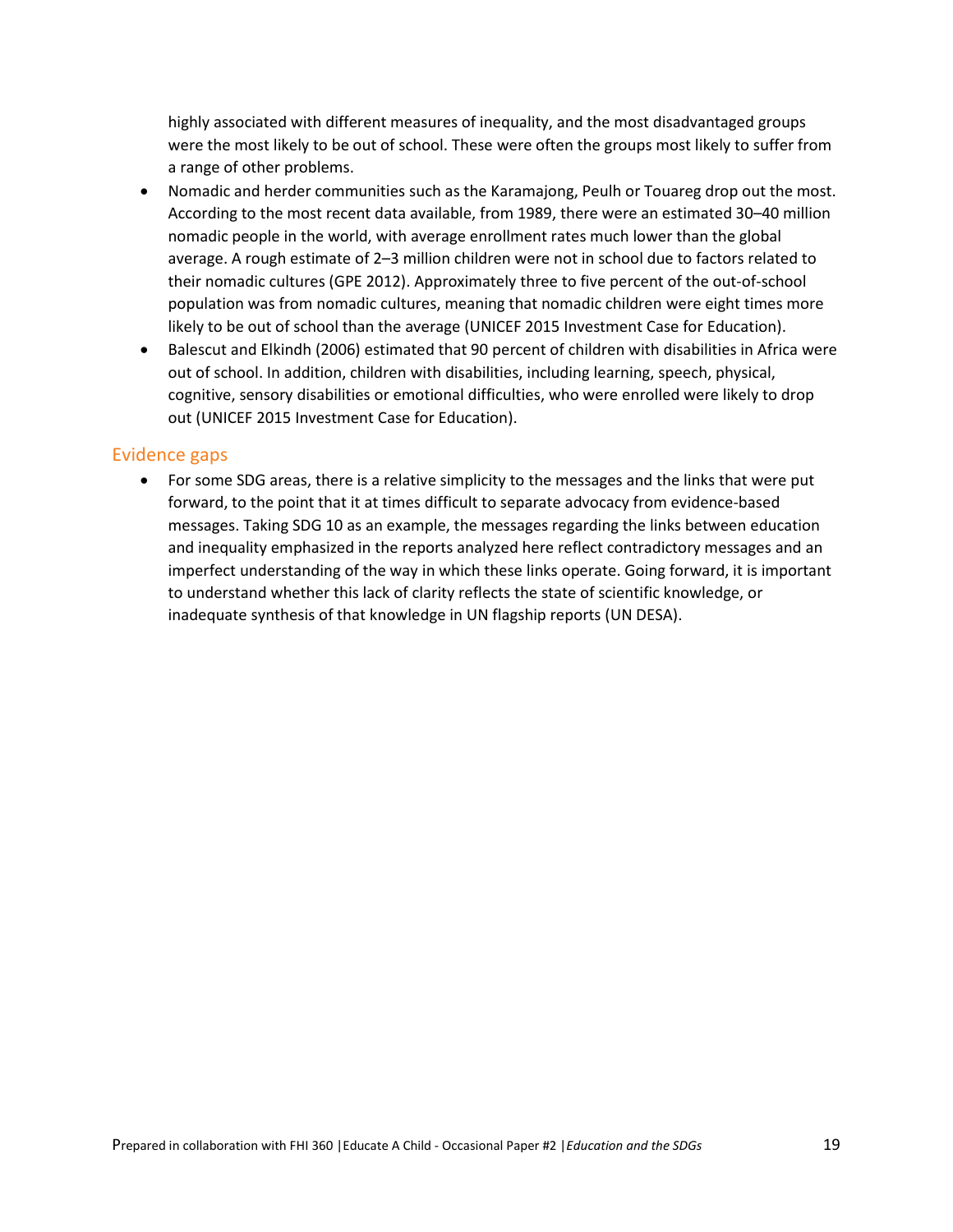highly associated with different measures of inequality, and the most disadvantaged groups were the most likely to be out of school. These were often the groups most likely to suffer from a range of other problems.

- Nomadic and herder communities such as the Karamajong, Peulh or Touareg drop out the most. According to the most recent data available, from 1989, there were an estimated 30–40 million nomadic people in the world, with average enrollment rates much lower than the global average. A rough estimate of 2–3 million children were not in school due to factors related to their nomadic cultures (GPE 2012). Approximately three to five percent of the out-of-school population was from nomadic cultures, meaning that nomadic children were eight times more likely to be out of school than the average (UNICEF 2015 Investment Case for Education).
- Balescut and Elkindh (2006) estimated that 90 percent of children with disabilities in Africa were out of school. In addition, children with disabilities, including learning, speech, physical, cognitive, sensory disabilities or emotional difficulties, who were enrolled were likely to drop out (UNICEF 2015 Investment Case for Education).

## Evidence gaps

- For some SDG areas, there is a relative simplicity to the messages and the links that were put forward, to the point that it at times difficult to separate advocacy from evidence-based messages. Taking SDG 10 as an example, the messages regarding the links between education and inequality emphasized in the reports analyzed here reflect contradictory messages and an imperfect understanding of the way in which these links operate. Going forward, it is important to understand whether this lack of clarity reflects the state of scientific knowledge, or inadequate synthesis of that knowledge in UN flagship reports (UN DESA).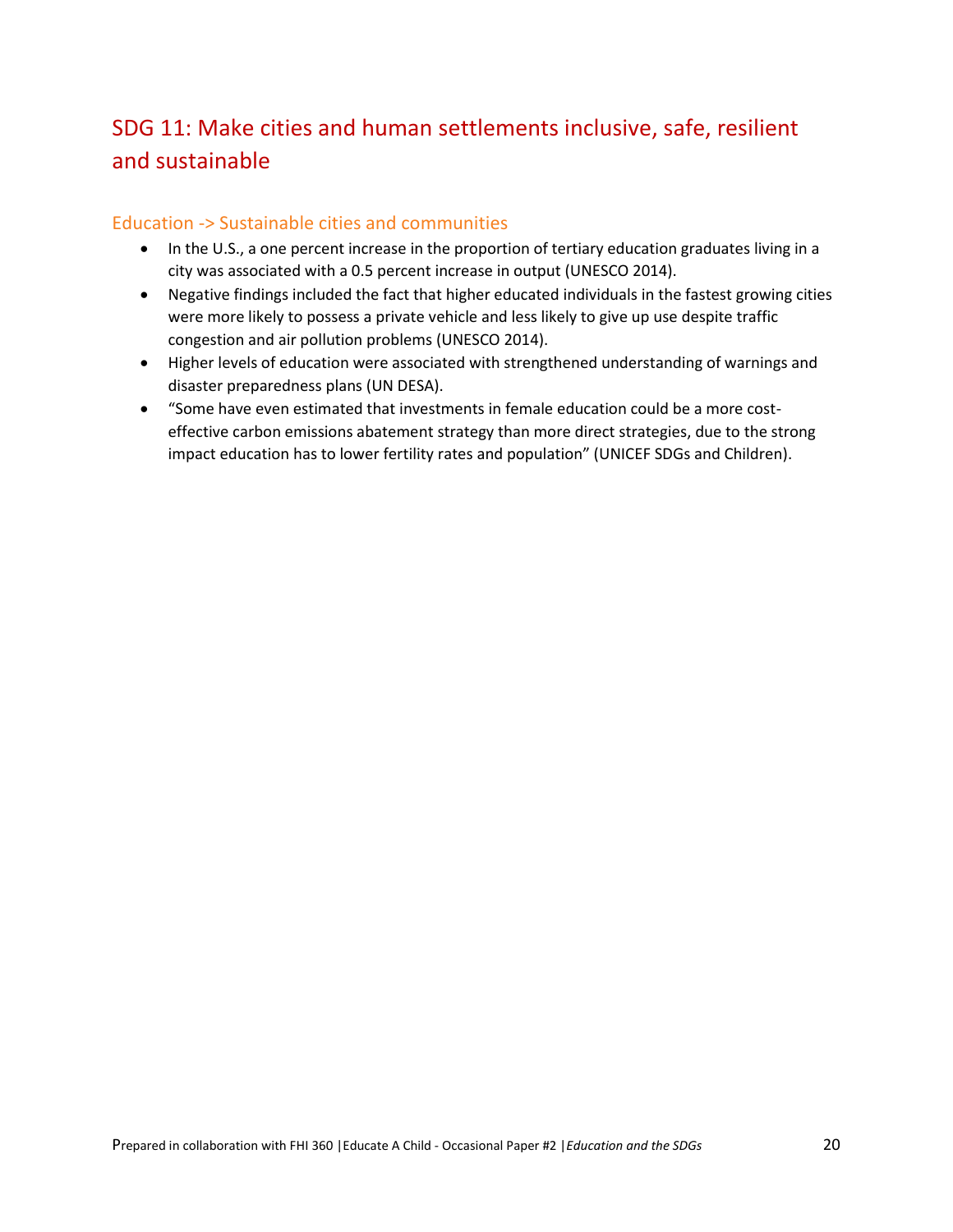## SDG 11: Make cities and human settlements inclusive, safe, resilient and sustainable

### Education -> Sustainable cities and communities

- In the U.S., a one percent increase in the proportion of tertiary education graduates living in a city was associated with a 0.5 percent increase in output (UNESCO 2014).
- Negative findings included the fact that higher educated individuals in the fastest growing cities were more likely to possess a private vehicle and less likely to give up use despite traffic congestion and air pollution problems (UNESCO 2014).
- Higher levels of education were associated with strengthened understanding of warnings and disaster preparedness plans (UN DESA).
- "Some have even estimated that investments in female education could be a more cost-effective carbon emissions abatement strategy than more direct strategies, due to the strong impact education has to lower fertility rates and population" (UNICEF SDGs and Children).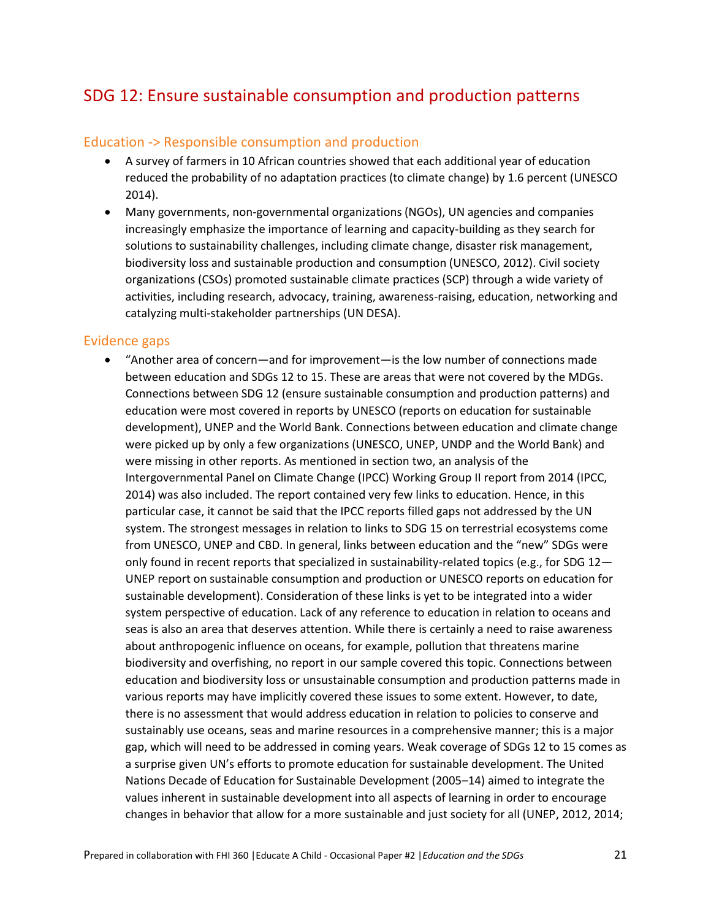## SDG 12: Ensure sustainable consumption and production patterns

### Education -> Responsible consumption and production

- A survey of farmers in 10 African countries showed that each additional year of education reduced the probability of no adaptation practices (to climate change) by 1.6 percent (UNESCO 2014).
- Many governments, non-governmental organizations (NGOs), UN agencies and companies increasingly emphasize the importance of learning and capacity-building as they search for solutions to sustainability challenges, including climate change, disaster risk management, biodiversity loss and sustainable production and consumption (UNESCO, 2012). Civil society organizations (CSOs) promoted sustainable climate practices (SCP) through a wide variety of activities, including research, advocacy, training, awareness-raising, education, networking and catalyzing multi-stakeholder partnerships (UN DESA).

### Evidence gaps

- "Another area of concern—and for improvement—is the low number of connections made between education and SDGs 12 to 15. These are areas that were not covered by the MDGs. Connections between SDG 12 (ensure sustainable consumption and production patterns) and education were most covered in reports by UNESCO (reports on education for sustainable development), UNEP and the World Bank. Connections between education and climate change were picked up by only a few organizations (UNESCO, UNEP, UNDP and the World Bank) and were missing in other reports. As mentioned in section two, an analysis of the Intergovernmental Panel on Climate Change (IPCC) Working Group II report from 2014 (IPCC, 2014) was also included. The report contained very few links to education. Hence, in this particular case, it cannot be said that the IPCC reports filled gaps not addressed by the UN system. The strongest messages in relation to links to SDG 15 on terrestrial ecosystems come from UNESCO, UNEP and CBD. In general, links between education and the "new" SDGs were only found in recent reports that specialized in sustainability-related topics (e.g., for SDG 12—UNEP report on sustainable consumption and production or UNESCO reports on education for sustainable development). Consideration of these links is yet to be integrated into a wider system perspective of education. Lack of any reference to education in relation to oceans and seas is also an area that deserves attention. While there is certainly a need to raise awareness about anthropogenic influence on oceans, for example, pollution that threatens marine biodiversity and overfishing, no report in our sample covered this topic. Connections between education and biodiversity loss or unsustainable consumption and production patterns made in various reports may have implicitly covered these issues to some extent. However, to date, there is no assessment that would address education in relation to policies to conserve and sustainably use oceans, seas and marine resources in a comprehensive manner; this is a major gap, which will need to be addressed in coming years. Weak coverage of SDGs 12 to 15 comes as a surprise given UN's efforts to promote education for sustainable development. The United Nations Decade of Education for Sustainable Development (2005–14) aimed to integrate the values inherent in sustainable development into all aspects of learning in order to encourage changes in behavior that allow for a more sustainable and just society for all (UNEP, 2012, 2014;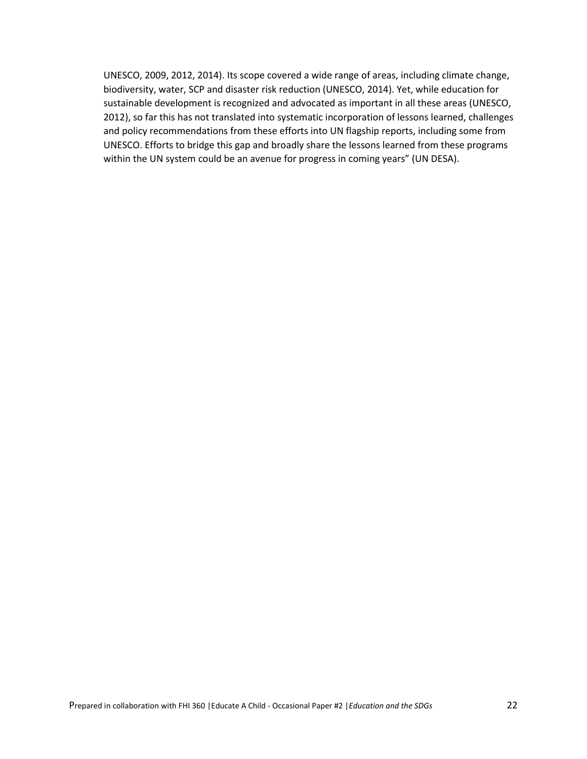UNESCO, 2009, 2012, 2014). Its scope covered a wide range of areas, including climate change, biodiversity, water, SCP and disaster risk reduction (UNESCO, 2014). Yet, while education for sustainable development is recognized and advocated as important in all these areas (UNESCO, 2012), so far this has not translated into systematic incorporation of lessons learned, challenges and policy recommendations from these efforts into UN flagship reports, including some from UNESCO. Efforts to bridge this gap and broadly share the lessons learned from these programs within the UN system could be an avenue for progress in coming years" (UN DESA).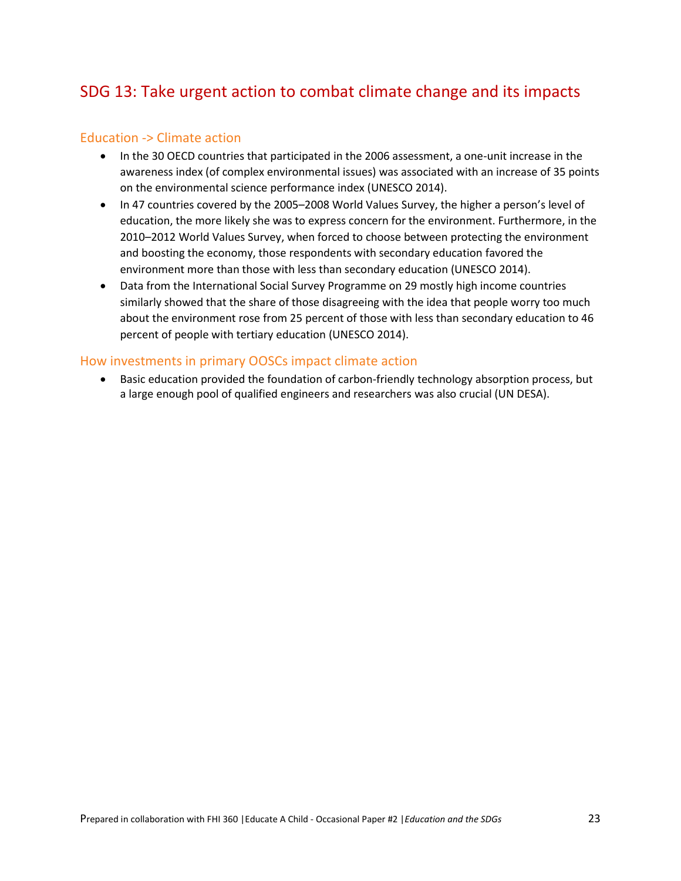## SDG 13: Take urgent action to combat climate change and its impacts

### Education -> Climate action

- In the 30 OECD countries that participated in the 2006 assessment, a one-unit increase in the awareness index (of complex environmental issues) was associated with an increase of 35 points on the environmental science performance index (UNESCO 2014).
- In 47 countries covered by the 2005–2008 World Values Survey, the higher a person's level of education, the more likely she was to express concern for the environment. Furthermore, in the 2010–2012 World Values Survey, when forced to choose between protecting the environment and boosting the economy, those respondents with secondary education favored the environment more than those with less than secondary education (UNESCO 2014).
- Data from the International Social Survey Programme on 29 mostly high income countries similarly showed that the share of those disagreeing with the idea that people worry too much about the environment rose from 25 percent of those with less than secondary education to 46 percent of people with tertiary education (UNESCO 2014).

### How investments in primary OOSCs impact climate action

- Basic education provided the foundation of carbon-friendly technology absorption process, but a large enough pool of qualified engineers and researchers was also crucial (UN DESA).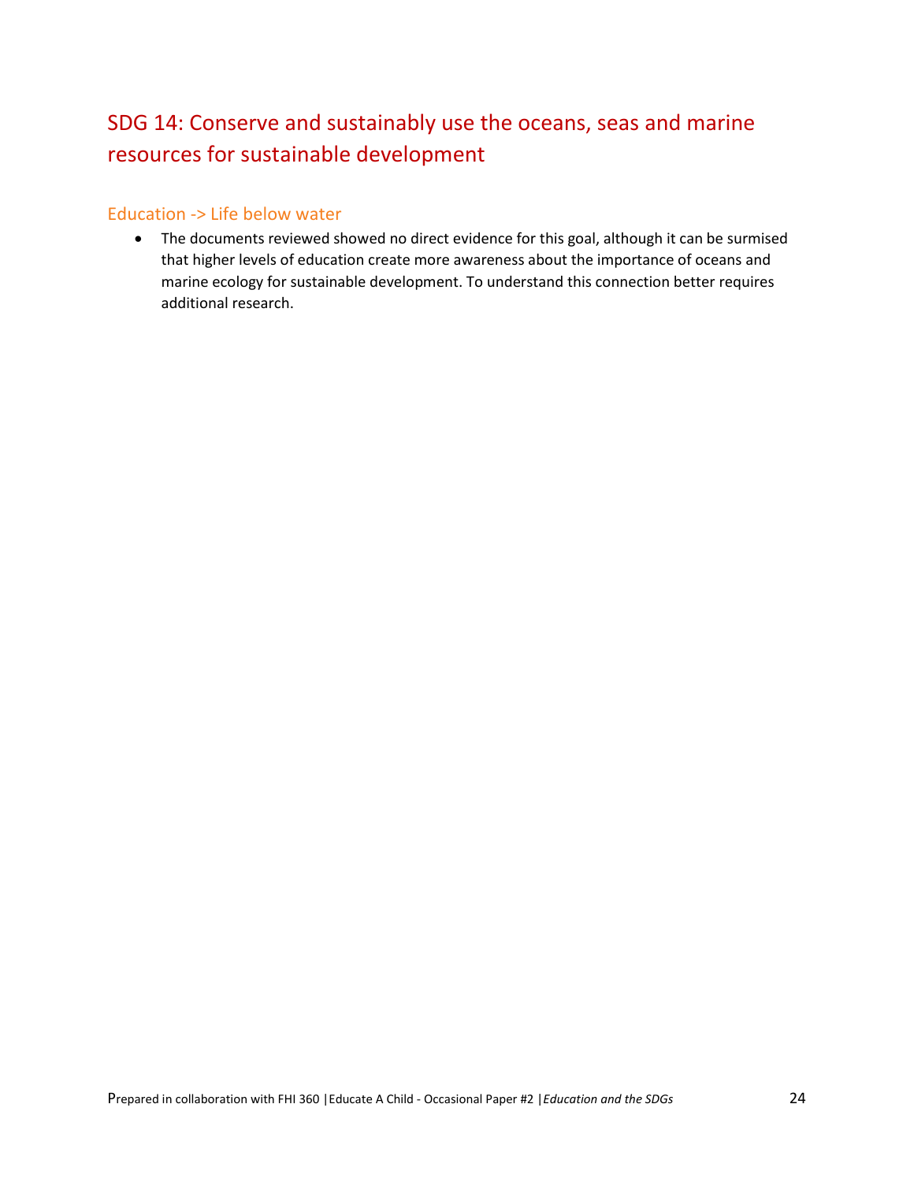## SDG 14: Conserve and sustainably use the oceans, seas and marine resources for sustainable development

### Education -> Life below water

- The documents reviewed showed no direct evidence for this goal, although it can be surmised that higher levels of education create more awareness about the importance of oceans and marine ecology for sustainable development. To understand this connection better requires additional research.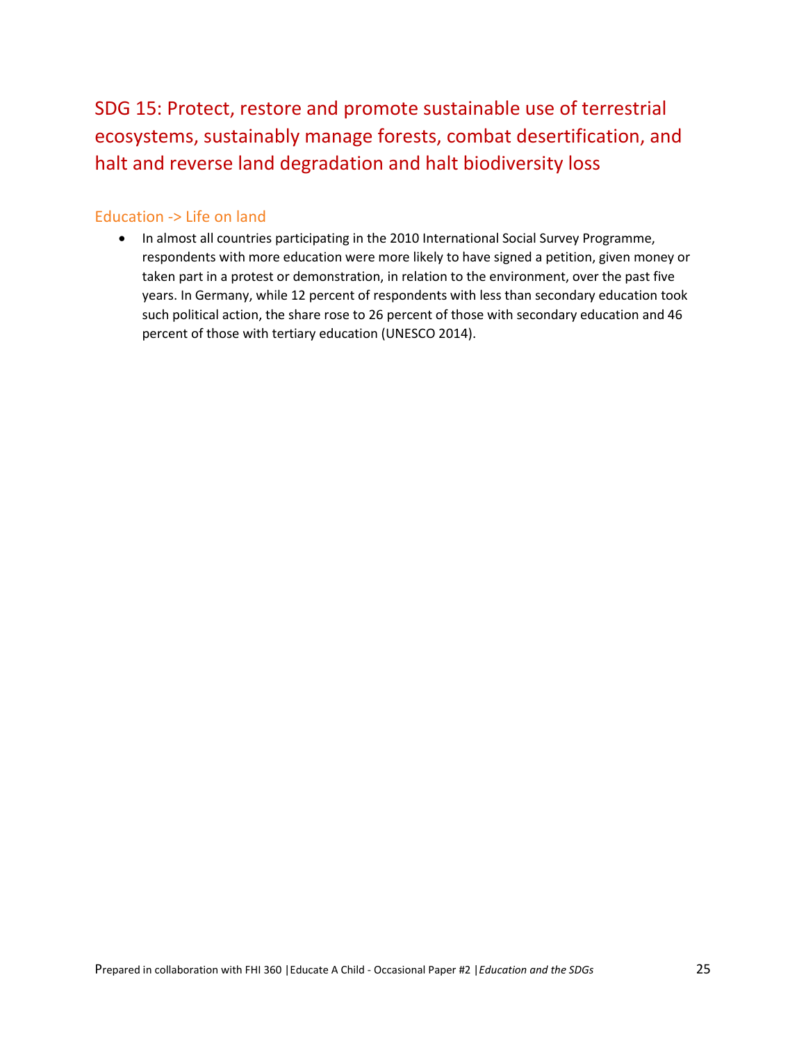## SDG 15: Protect, restore and promote sustainable use of terrestrial ecosystems, sustainably manage forests, combat desertification, and halt and reverse land degradation and halt biodiversity loss

### Education -> Life on land

- In almost all countries participating in the 2010 International Social Survey Programme, respondents with more education were more likely to have signed a petition, given money or taken part in a protest or demonstration, in relation to the environment, over the past five years. In Germany, while 12 percent of respondents with less than secondary education took such political action, the share rose to 26 percent of those with secondary education and 46 percent of those with tertiary education (UNESCO 2014).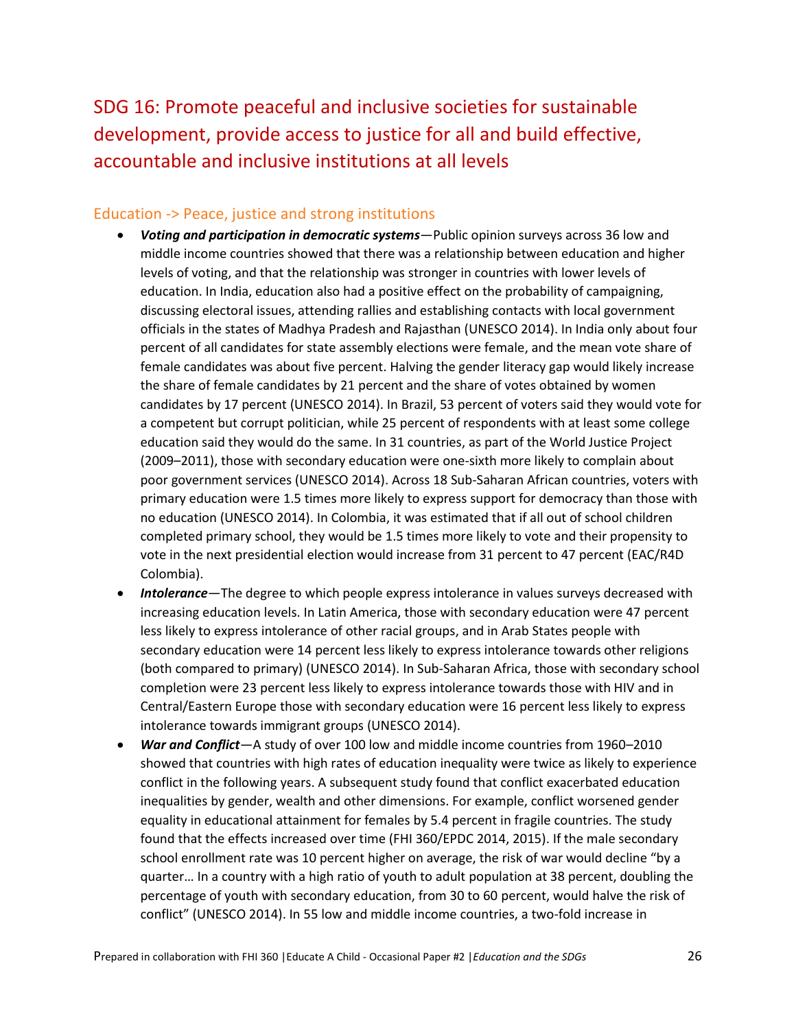## SDG 16: Promote peaceful and inclusive societies for sustainable development, provide access to justice for all and build effective, accountable and inclusive institutions at all levels

### Education -> Peace, justice and strong institutions

- ***Voting and participation in democratic systems***—Public opinion surveys across 36 low and middle income countries showed that there was a relationship between education and higher levels of voting, and that the relationship was stronger in countries with lower levels of education. In India, education also had a positive effect on the probability of campaigning, discussing electoral issues, attending rallies and establishing contacts with local government officials in the states of Madhya Pradesh and Rajasthan (UNESCO 2014). In India only about four percent of all candidates for state assembly elections were female, and the mean vote share of female candidates was about five percent. Halving the gender literacy gap would likely increase the share of female candidates by 21 percent and the share of votes obtained by women candidates by 17 percent (UNESCO 2014). In Brazil, 53 percent of voters said they would vote for a competent but corrupt politician, while 25 percent of respondents with at least some college education said they would do the same. In 31 countries, as part of the World Justice Project (2009–2011), those with secondary education were one-sixth more likely to complain about poor government services (UNESCO 2014). Across 18 Sub-Saharan African countries, voters with primary education were 1.5 times more likely to express support for democracy than those with no education (UNESCO 2014). In Colombia, it was estimated that if all out of school children completed primary school, they would be 1.5 times more likely to vote and their propensity to vote in the next presidential election would increase from 31 percent to 47 percent (EAC/R4D Colombia).
- ***Intolerance***—The degree to which people express intolerance in values surveys decreased with increasing education levels. In Latin America, those with secondary education were 47 percent less likely to express intolerance of other racial groups, and in Arab States people with secondary education were 14 percent less likely to express intolerance towards other religions (both compared to primary) (UNESCO 2014). In Sub-Saharan Africa, those with secondary school completion were 23 percent less likely to express intolerance towards those with HIV and in Central/Eastern Europe those with secondary education were 16 percent less likely to express intolerance towards immigrant groups (UNESCO 2014).
- ***War and Conflict***—A study of over 100 low and middle income countries from 1960–2010 showed that countries with high rates of education inequality were twice as likely to experience conflict in the following years. A subsequent study found that conflict exacerbated education inequalities by gender, wealth and other dimensions. For example, conflict worsened gender equality in educational attainment for females by 5.4 percent in fragile countries. The study found that the effects increased over time (FHI 360/EPDC 2014, 2015). If the male secondary school enrollment rate was 10 percent higher on average, the risk of war would decline "by a quarter… In a country with a high ratio of youth to adult population at 38 percent, doubling the percentage of youth with secondary education, from 30 to 60 percent, would halve the risk of conflict" (UNESCO 2014). In 55 low and middle income countries, a two-fold increase in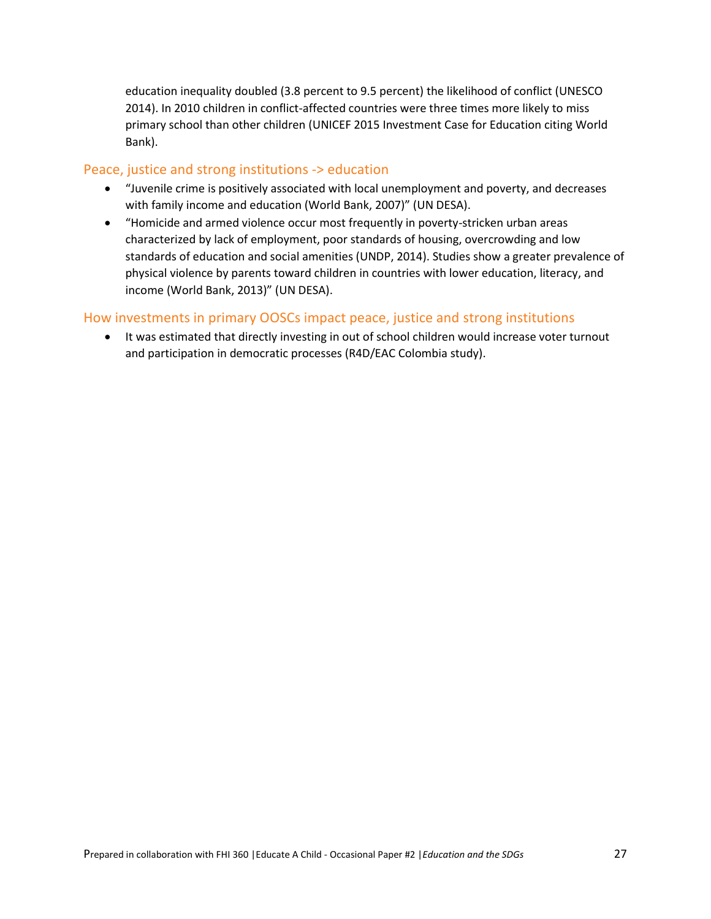education inequality doubled (3.8 percent to 9.5 percent) the likelihood of conflict (UNESCO 2014). In 2010 children in conflict-affected countries were three times more likely to miss primary school than other children (UNICEF 2015 Investment Case for Education citing World Bank).

### Peace, justice and strong institutions -> education

- "Juvenile crime is positively associated with local unemployment and poverty, and decreases with family income and education (World Bank, 2007)" (UN DESA).
- "Homicide and armed violence occur most frequently in poverty-stricken urban areas characterized by lack of employment, poor standards of housing, overcrowding and low standards of education and social amenities (UNDP, 2014). Studies show a greater prevalence of physical violence by parents toward children in countries with lower education, literacy, and income (World Bank, 2013)" (UN DESA).

### How investments in primary OOSCs impact peace, justice and strong institutions

- It was estimated that directly investing in out of school children would increase voter turnout and participation in democratic processes (R4D/EAC Colombia study).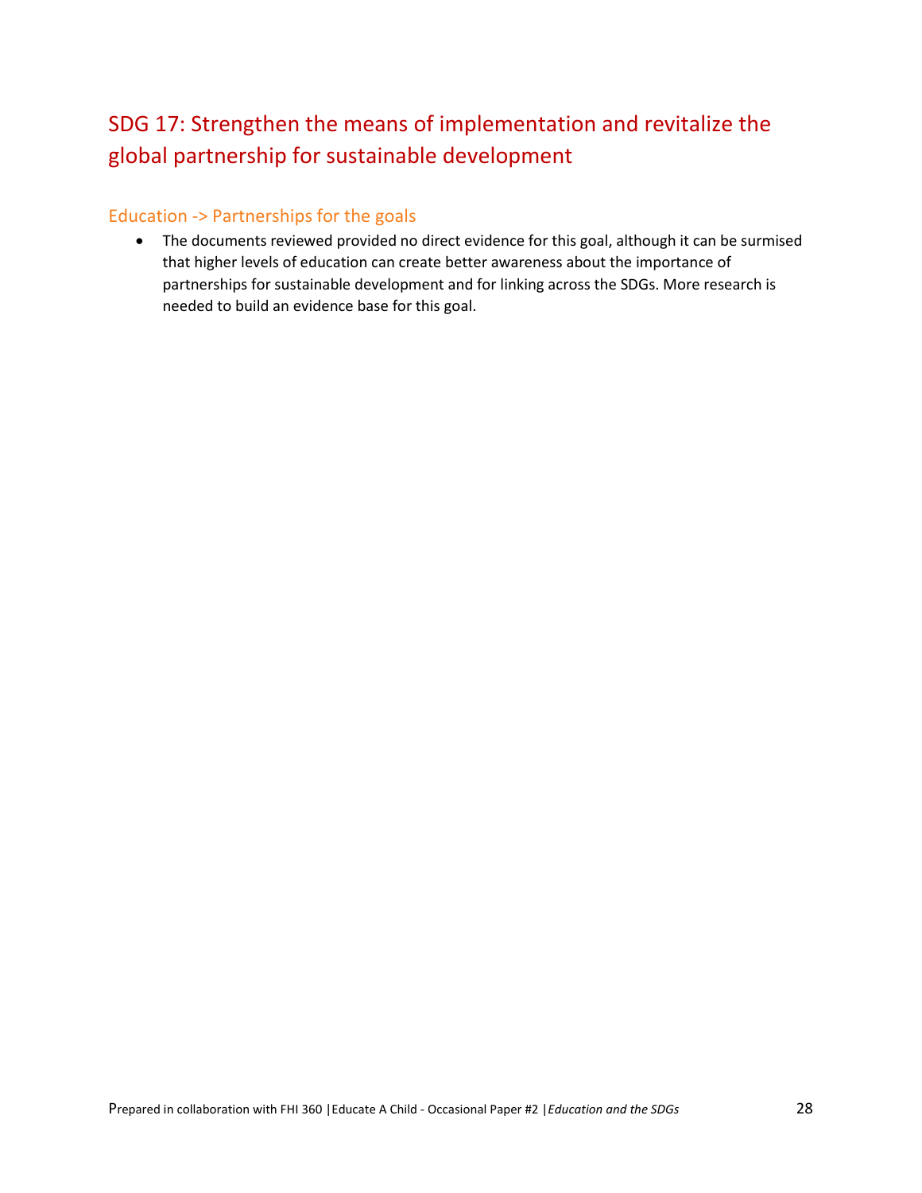## SDG 17: Strengthen the means of implementation and revitalize the global partnership for sustainable development

### Education -> Partnerships for the goals

- The documents reviewed provided no direct evidence for this goal, although it can be surmised that higher levels of education can create better awareness about the importance of partnerships for sustainable development and for linking across the SDGs. More research is needed to build an evidence base for this goal.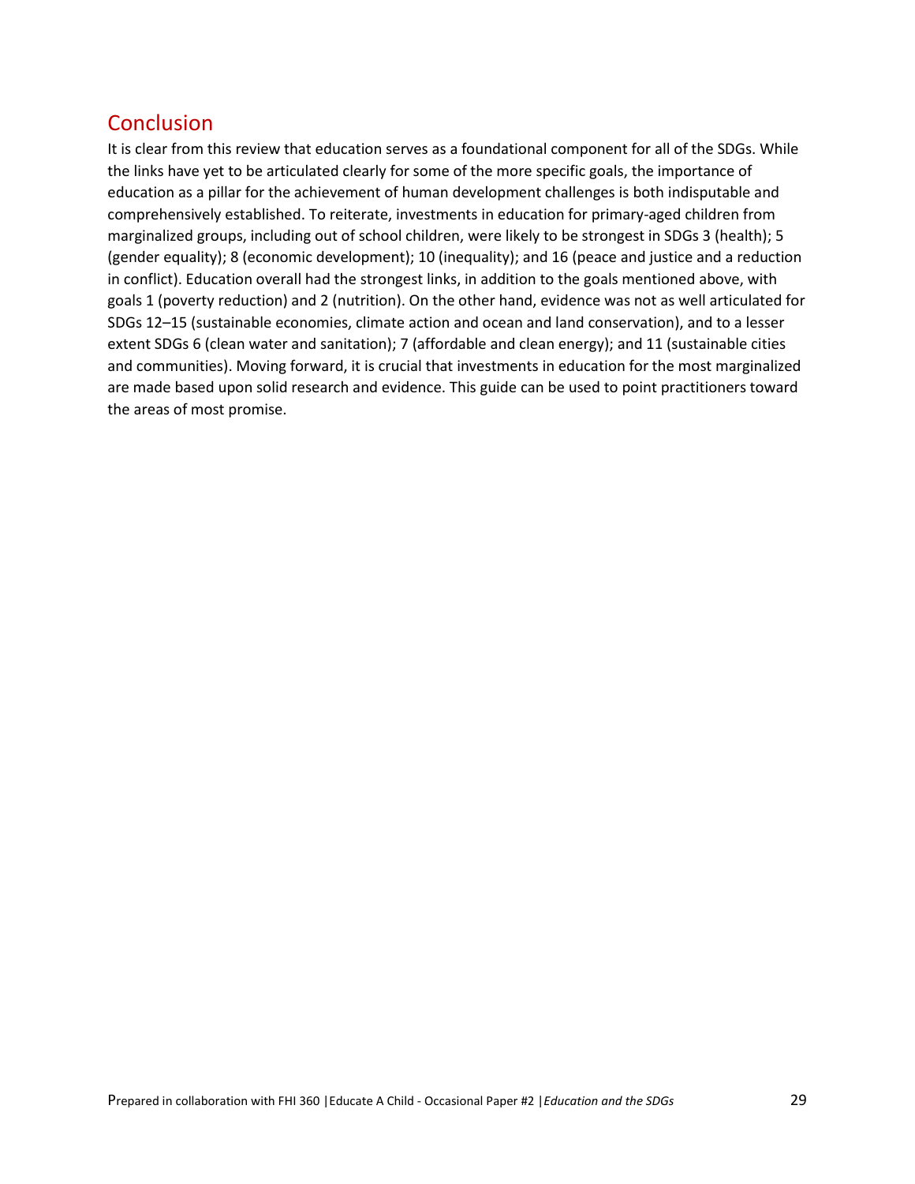## Conclusion

It is clear from this review that education serves as a foundational component for all of the SDGs. While the links have yet to be articulated clearly for some of the more specific goals, the importance of education as a pillar for the achievement of human development challenges is both indisputable and comprehensively established. To reiterate, investments in education for primary-aged children from marginalized groups, including out of school children, were likely to be strongest in SDGs 3 (health); 5 (gender equality); 8 (economic development); 10 (inequality); and 16 (peace and justice and a reduction in conflict). Education overall had the strongest links, in addition to the goals mentioned above, with goals 1 (poverty reduction) and 2 (nutrition). On the other hand, evidence was not as well articulated for SDGs 12–15 (sustainable economies, climate action and ocean and land conservation), and to a lesser extent SDGs 6 (clean water and sanitation); 7 (affordable and clean energy); and 11 (sustainable cities and communities). Moving forward, it is crucial that investments in education for the most marginalized are made based upon solid research and evidence. This guide can be used to point practitioners toward the areas of most promise.